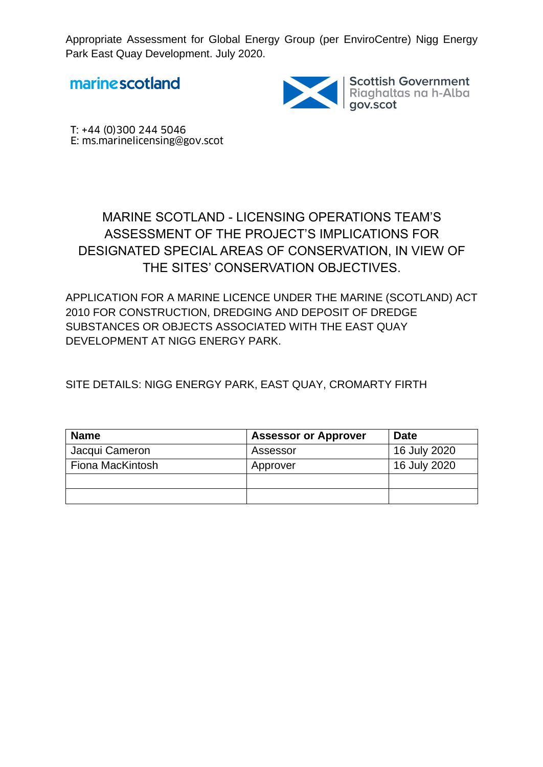Appropriate Assessment for Global Energy Group (per EnviroCentre) Nigg Energy Park East Quay Development. July 2020.

marinescotland

Scottish Government
Riaghaltas na h-Alba
gov.scot

T: +44 (0)300 244 5046
E: ms.marinelicensing@gov.scot

# MARINE SCOTLAND - LICENSING OPERATIONS TEAM'S ASSESSMENT OF THE PROJECT'S IMPLICATIONS FOR DESIGNATED SPECIAL AREAS OF CONSERVATION, IN VIEW OF THE SITES' CONSERVATION OBJECTIVES.

APPLICATION FOR A MARINE LICENCE UNDER THE MARINE (SCOTLAND) ACT 2010 FOR CONSTRUCTION, DREDGING AND DEPOSIT OF DREDGE SUBSTANCES OR OBJECTS ASSOCIATED WITH THE EAST QUAY DEVELOPMENT AT NIGG ENERGY PARK.

SITE DETAILS: NIGG ENERGY PARK, EAST QUAY, CROMARTY FIRTH

| Name | Assessor or Approver | Date |
|---|---|---|
| Jacqui Cameron | Assessor | 16 July 2020 |
| Fiona MacKintosh | Approver | 16 July 2020 |
| | | |
| | | |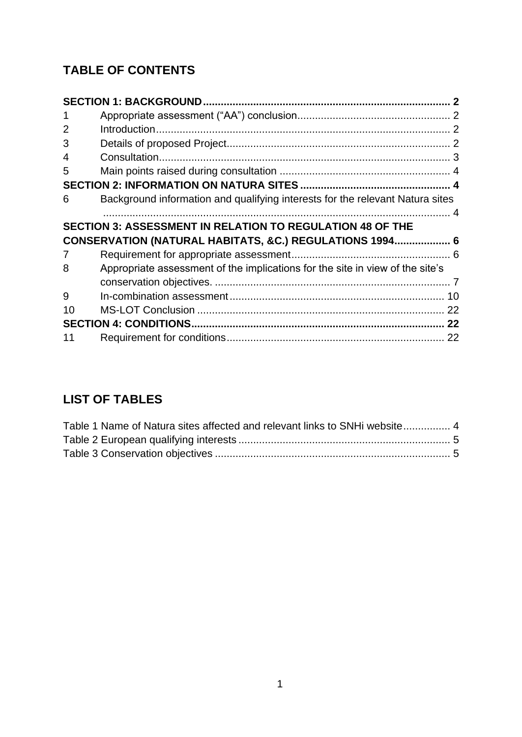## TABLE OF CONTENTS

**SECTION 1: BACKGROUND** ..................................................................................... **2**

1 Appropriate assessment ("AA") conclusion ................................................... 2

2 Introduction .................................................................................................. 2

3 Details of proposed Project ........................................................................... 2

4 Consultation ................................................................................................. 3

5 Main points raised during consultation .......................................................... 4

**SECTION 2: INFORMATION ON NATURA SITES** .................................................. **4**

6 Background information and qualifying interests for the relevant Natura sites ........................................................................................................................ 4

**SECTION 3: ASSESSMENT IN RELATION TO REGULATION 48 OF THE CONSERVATION (NATURAL HABITATS, &C.) REGULATIONS 1994** .................. **6**

7 Requirement for appropriate assessment ..................................................... 6

8 Appropriate assessment of the implications for the site in view of the site's conservation objectives. .............................................................................. 7

9 In-combination assessment ........................................................................ 10

10 MS-LOT Conclusion ................................................................................... 22

**SECTION 4: CONDITIONS** .................................................................................... **22**

11 Requirement for conditions ......................................................................... 22

## LIST OF TABLES

Table 1 Name of Natura sites affected and relevant links to SNHi website ................ 4

Table 2 European qualifying interests ....................................................................... 5

Table 3 Conservation objectives ............................................................................... 5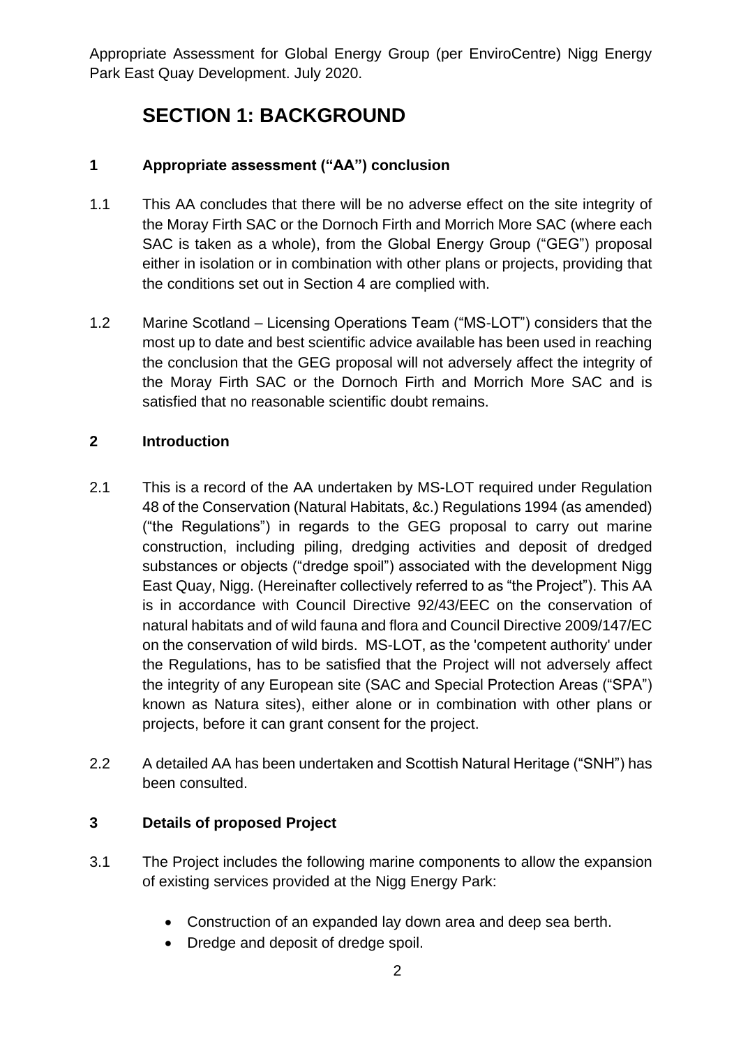# SECTION 1: BACKGROUND

## 1 Appropriate assessment ("AA") conclusion

1.1 This AA concludes that there will be no adverse effect on the site integrity of the Moray Firth SAC or the Dornoch Firth and Morrich More SAC (where each SAC is taken as a whole), from the Global Energy Group ("GEG") proposal either in isolation or in combination with other plans or projects, providing that the conditions set out in Section 4 are complied with.

1.2 Marine Scotland – Licensing Operations Team ("MS-LOT") considers that the most up to date and best scientific advice available has been used in reaching the conclusion that the GEG proposal will not adversely affect the integrity of the Moray Firth SAC or the Dornoch Firth and Morrich More SAC and is satisfied that no reasonable scientific doubt remains.

## 2 Introduction

2.1 This is a record of the AA undertaken by MS-LOT required under Regulation 48 of the Conservation (Natural Habitats, &c.) Regulations 1994 (as amended) ("the Regulations") in regards to the GEG proposal to carry out marine construction, including piling, dredging activities and deposit of dredged substances or objects ("dredge spoil") associated with the development Nigg East Quay, Nigg. (Hereinafter collectively referred to as "the Project"). This AA is in accordance with Council Directive 92/43/EEC on the conservation of natural habitats and of wild fauna and flora and Council Directive 2009/147/EC on the conservation of wild birds. MS-LOT, as the 'competent authority' under the Regulations, has to be satisfied that the Project will not adversely affect the integrity of any European site (SAC and Special Protection Areas ("SPA") known as Natura sites), either alone or in combination with other plans or projects, before it can grant consent for the project.

2.2 A detailed AA has been undertaken and Scottish Natural Heritage ("SNH") has been consulted.

## 3 Details of proposed Project

3.1 The Project includes the following marine components to allow the expansion of existing services provided at the Nigg Energy Park:

- Construction of an expanded lay down area and deep sea berth.
- Dredge and deposit of dredge spoil.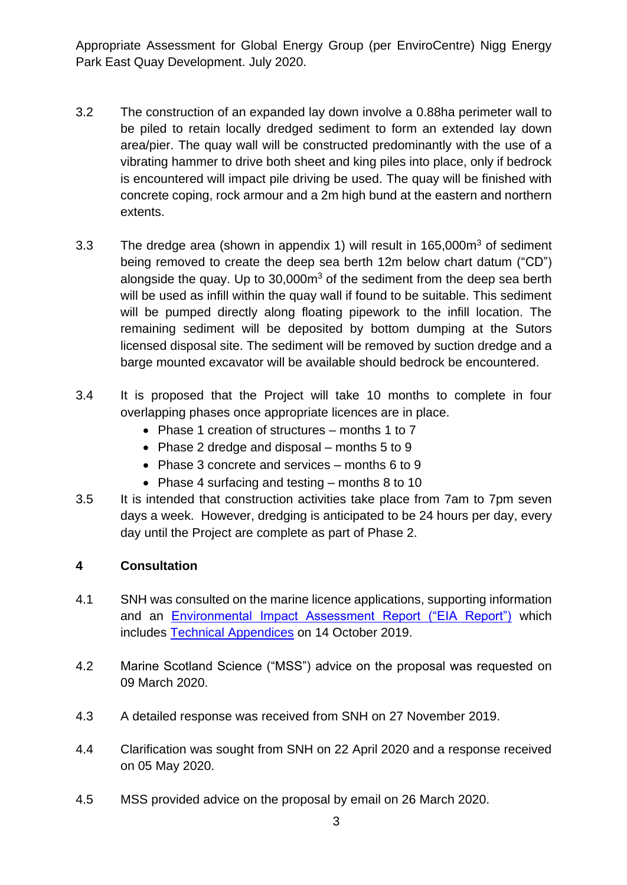3.2 The construction of an expanded lay down involve a 0.88ha perimeter wall to be piled to retain locally dredged sediment to form an extended lay down area/pier. The quay wall will be constructed predominantly with the use of a vibrating hammer to drive both sheet and king piles into place, only if bedrock is encountered will impact pile driving be used. The quay will be finished with concrete coping, rock armour and a 2m high bund at the eastern and northern extents.

3.3 The dredge area (shown in appendix 1) will result in 165,000m$^3$ of sediment being removed to create the deep sea berth 12m below chart datum ("CD") alongside the quay. Up to 30,000m$^3$ of the sediment from the deep sea berth will be used as infill within the quay wall if found to be suitable. This sediment will be pumped directly along floating pipework to the infill location. The remaining sediment will be deposited by bottom dumping at the Sutors licensed disposal site. The sediment will be removed by suction dredge and a barge mounted excavator will be available should bedrock be encountered.

3.4 It is proposed that the Project will take 10 months to complete in four overlapping phases once appropriate licences are in place.

- Phase 1 creation of structures – months 1 to 7
- Phase 2 dredge and disposal – months 5 to 9
- Phase 3 concrete and services – months 6 to 9
- Phase 4 surfacing and testing – months 8 to 10

3.5 It is intended that construction activities take place from 7am to 7pm seven days a week. However, dredging is anticipated to be 24 hours per day, every day until the Project are complete as part of Phase 2.

## 4 Consultation

4.1 SNH was consulted on the marine licence applications, supporting information and an Environmental Impact Assessment Report ("EIA Report") which includes Technical Appendices on 14 October 2019.

4.2 Marine Scotland Science ("MSS") advice on the proposal was requested on 09 March 2020.

4.3 A detailed response was received from SNH on 27 November 2019.

4.4 Clarification was sought from SNH on 22 April 2020 and a response received on 05 May 2020.

4.5 MSS provided advice on the proposal by email on 26 March 2020.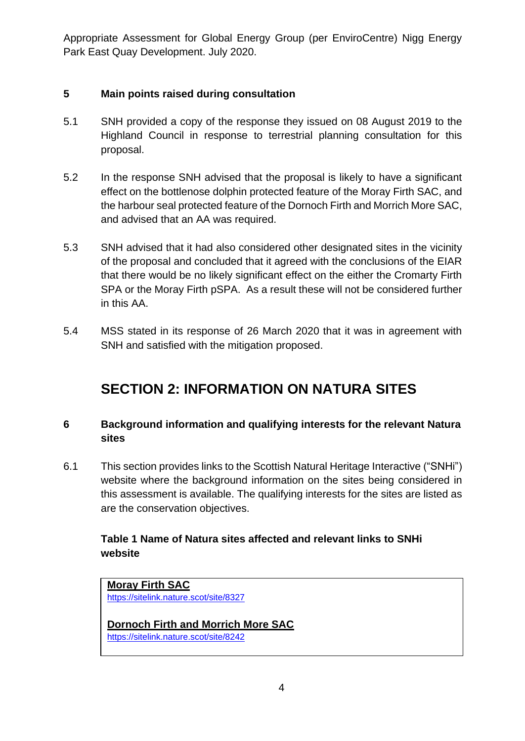## 5 Main points raised during consultation

5.1 SNH provided a copy of the response they issued on 08 August 2019 to the Highland Council in response to terrestrial planning consultation for this proposal.

5.2 In the response SNH advised that the proposal is likely to have a significant effect on the bottlenose dolphin protected feature of the Moray Firth SAC, and the harbour seal protected feature of the Dornoch Firth and Morrich More SAC, and advised that an AA was required.

5.3 SNH advised that it had also considered other designated sites in the vicinity of the proposal and concluded that it agreed with the conclusions of the EIAR that there would be no likely significant effect on the either the Cromarty Firth SPA or the Moray Firth pSPA. As a result these will not be considered further in this AA.

5.4 MSS stated in its response of 26 March 2020 that it was in agreement with SNH and satisfied with the mitigation proposed.

# SECTION 2: INFORMATION ON NATURA SITES

## 6 Background information and qualifying interests for the relevant Natura sites

6.1 This section provides links to the Scottish Natural Heritage Interactive ("SNHi") website where the background information on the sites being considered in this assessment is available. The qualifying interests for the sites are listed as are the conservation objectives.

**Table 1 Name of Natura sites affected and relevant links to SNHi website**

| |
|---|
| **Moray Firth SAC**<br>https://sitelink.nature.scot/site/8327<br><br>**Dornoch Firth and Morrich More SAC**<br>https://sitelink.nature.scot/site/8242 |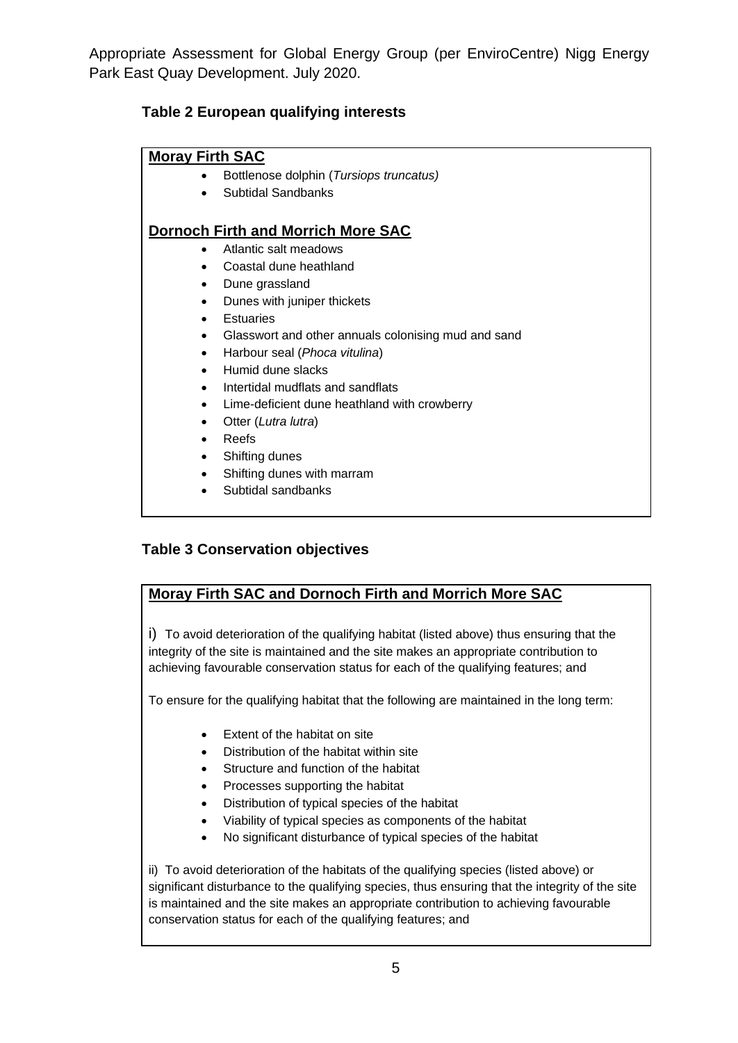Appropriate Assessment for Global Energy Group (per EnviroCentre) Nigg Energy Park East Quay Development. July 2020.

### Table 2 European qualifying interests

**Moray Firth SAC**

- Bottlenose dolphin (*Tursiops truncatus)*
- Subtidal Sandbanks

**Dornoch Firth and Morrich More SAC**

- Atlantic salt meadows
- Coastal dune heathland
- Dune grassland
- Dunes with juniper thickets
- Estuaries
- Glasswort and other annuals colonising mud and sand
- Harbour seal (*Phoca vitulina*)
- Humid dune slacks
- Intertidal mudflats and sandflats
- Lime-deficient dune heathland with crowberry
- Otter (*Lutra lutra*)
- Reefs
- Shifting dunes
- Shifting dunes with marram
- Subtidal sandbanks

### Table 3 Conservation objectives

**Moray Firth SAC and Dornoch Firth and Morrich More SAC**

i) To avoid deterioration of the qualifying habitat (listed above) thus ensuring that the integrity of the site is maintained and the site makes an appropriate contribution to achieving favourable conservation status for each of the qualifying features; and

To ensure for the qualifying habitat that the following are maintained in the long term:

- Extent of the habitat on site
- Distribution of the habitat within site
- Structure and function of the habitat
- Processes supporting the habitat
- Distribution of typical species of the habitat
- Viability of typical species as components of the habitat
- No significant disturbance of typical species of the habitat

ii) To avoid deterioration of the habitats of the qualifying species (listed above) or significant disturbance to the qualifying species, thus ensuring that the integrity of the site is maintained and the site makes an appropriate contribution to achieving favourable conservation status for each of the qualifying features; and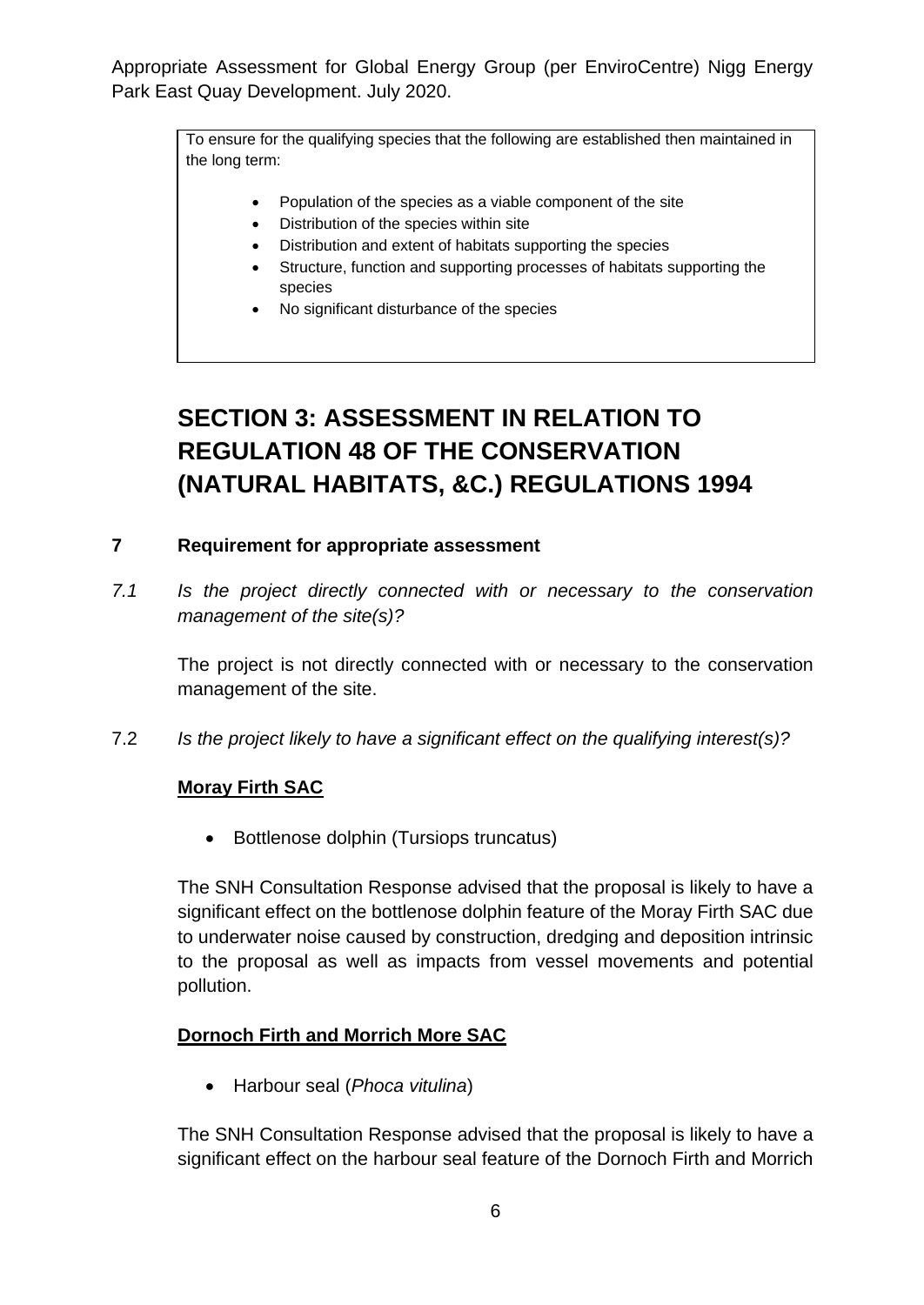To ensure for the qualifying species that the following are established then maintained in the long term:

- Population of the species as a viable component of the site
- Distribution of the species within site
- Distribution and extent of habitats supporting the species
- Structure, function and supporting processes of habitats supporting the species
- No significant disturbance of the species

# SECTION 3: ASSESSMENT IN RELATION TO REGULATION 48 OF THE CONSERVATION (NATURAL HABITATS, &C.) REGULATIONS 1994

## 7 Requirement for appropriate assessment

7.1 *Is the project directly connected with or necessary to the conservation management of the site(s)?*

The project is not directly connected with or necessary to the conservation management of the site.

7.2 *Is the project likely to have a significant effect on the qualifying interest(s)?*

**Moray Firth SAC**

- Bottlenose dolphin (Tursiops truncatus)

The SNH Consultation Response advised that the proposal is likely to have a significant effect on the bottlenose dolphin feature of the Moray Firth SAC due to underwater noise caused by construction, dredging and deposition intrinsic to the proposal as well as impacts from vessel movements and potential pollution.

**Dornoch Firth and Morrich More SAC**

- Harbour seal (*Phoca vitulina*)

The SNH Consultation Response advised that the proposal is likely to have a significant effect on the harbour seal feature of the Dornoch Firth and Morrich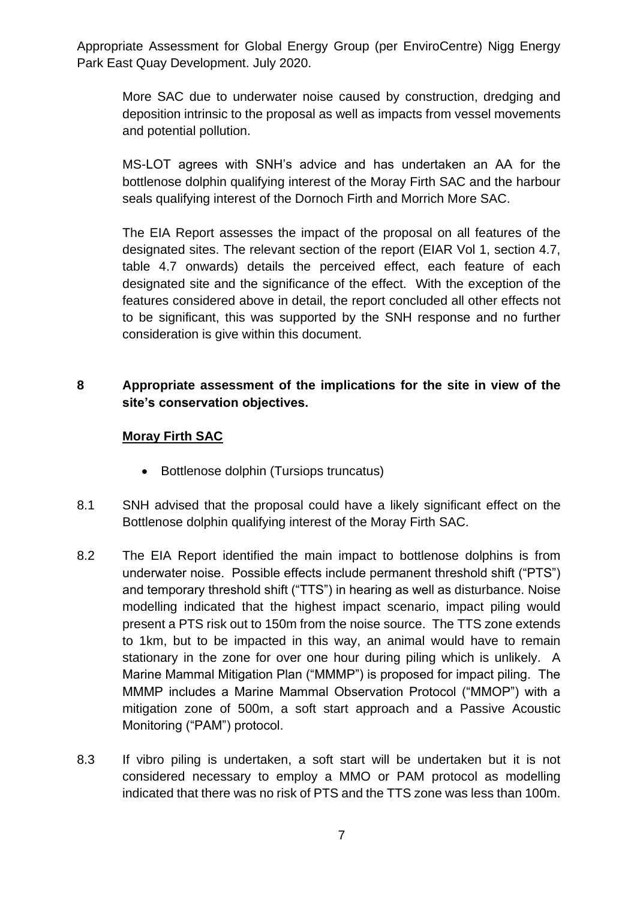More SAC due to underwater noise caused by construction, dredging and deposition intrinsic to the proposal as well as impacts from vessel movements and potential pollution.

MS-LOT agrees with SNH's advice and has undertaken an AA for the bottlenose dolphin qualifying interest of the Moray Firth SAC and the harbour seals qualifying interest of the Dornoch Firth and Morrich More SAC.

The EIA Report assesses the impact of the proposal on all features of the designated sites. The relevant section of the report (EIAR Vol 1, section 4.7, table 4.7 onwards) details the perceived effect, each feature of each designated site and the significance of the effect. With the exception of the features considered above in detail, the report concluded all other effects not to be significant, this was supported by the SNH response and no further consideration is give within this document.

## 8 Appropriate assessment of the implications for the site in view of the site's conservation objectives.

### Moray Firth SAC

- Bottlenose dolphin (Tursiops truncatus)

8.1 SNH advised that the proposal could have a likely significant effect on the Bottlenose dolphin qualifying interest of the Moray Firth SAC.

8.2 The EIA Report identified the main impact to bottlenose dolphins is from underwater noise. Possible effects include permanent threshold shift ("PTS") and temporary threshold shift ("TTS") in hearing as well as disturbance. Noise modelling indicated that the highest impact scenario, impact piling would present a PTS risk out to 150m from the noise source. The TTS zone extends to 1km, but to be impacted in this way, an animal would have to remain stationary in the zone for over one hour during piling which is unlikely. A Marine Mammal Mitigation Plan ("MMMP") is proposed for impact piling. The MMMP includes a Marine Mammal Observation Protocol ("MMOP") with a mitigation zone of 500m, a soft start approach and a Passive Acoustic Monitoring ("PAM") protocol.

8.3 If vibro piling is undertaken, a soft start will be undertaken but it is not considered necessary to employ a MMO or PAM protocol as modelling indicated that there was no risk of PTS and the TTS zone was less than 100m.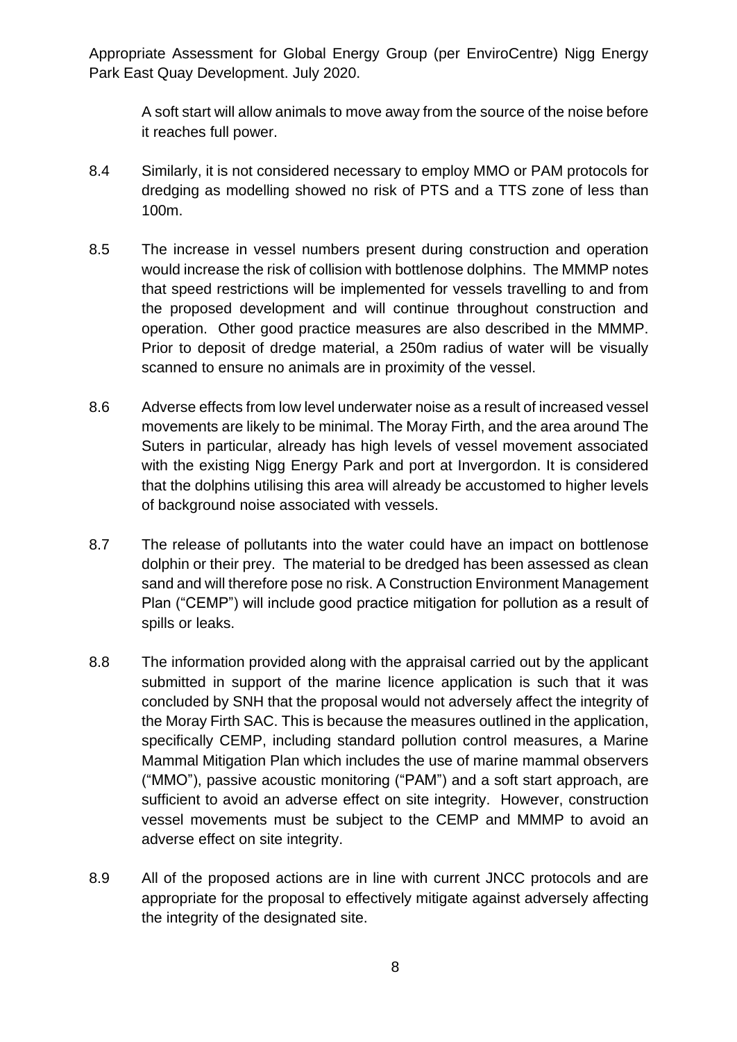A soft start will allow animals to move away from the source of the noise before it reaches full power.

8.4 Similarly, it is not considered necessary to employ MMO or PAM protocols for dredging as modelling showed no risk of PTS and a TTS zone of less than 100m.

8.5 The increase in vessel numbers present during construction and operation would increase the risk of collision with bottlenose dolphins. The MMMP notes that speed restrictions will be implemented for vessels travelling to and from the proposed development and will continue throughout construction and operation. Other good practice measures are also described in the MMMP. Prior to deposit of dredge material, a 250m radius of water will be visually scanned to ensure no animals are in proximity of the vessel.

8.6 Adverse effects from low level underwater noise as a result of increased vessel movements are likely to be minimal. The Moray Firth, and the area around The Suters in particular, already has high levels of vessel movement associated with the existing Nigg Energy Park and port at Invergordon. It is considered that the dolphins utilising this area will already be accustomed to higher levels of background noise associated with vessels.

8.7 The release of pollutants into the water could have an impact on bottlenose dolphin or their prey. The material to be dredged has been assessed as clean sand and will therefore pose no risk. A Construction Environment Management Plan ("CEMP") will include good practice mitigation for pollution as a result of spills or leaks.

8.8 The information provided along with the appraisal carried out by the applicant submitted in support of the marine licence application is such that it was concluded by SNH that the proposal would not adversely affect the integrity of the Moray Firth SAC. This is because the measures outlined in the application, specifically CEMP, including standard pollution control measures, a Marine Mammal Mitigation Plan which includes the use of marine mammal observers ("MMO"), passive acoustic monitoring ("PAM") and a soft start approach, are sufficient to avoid an adverse effect on site integrity. However, construction vessel movements must be subject to the CEMP and MMMP to avoid an adverse effect on site integrity.

8.9 All of the proposed actions are in line with current JNCC protocols and are appropriate for the proposal to effectively mitigate against adversely affecting the integrity of the designated site.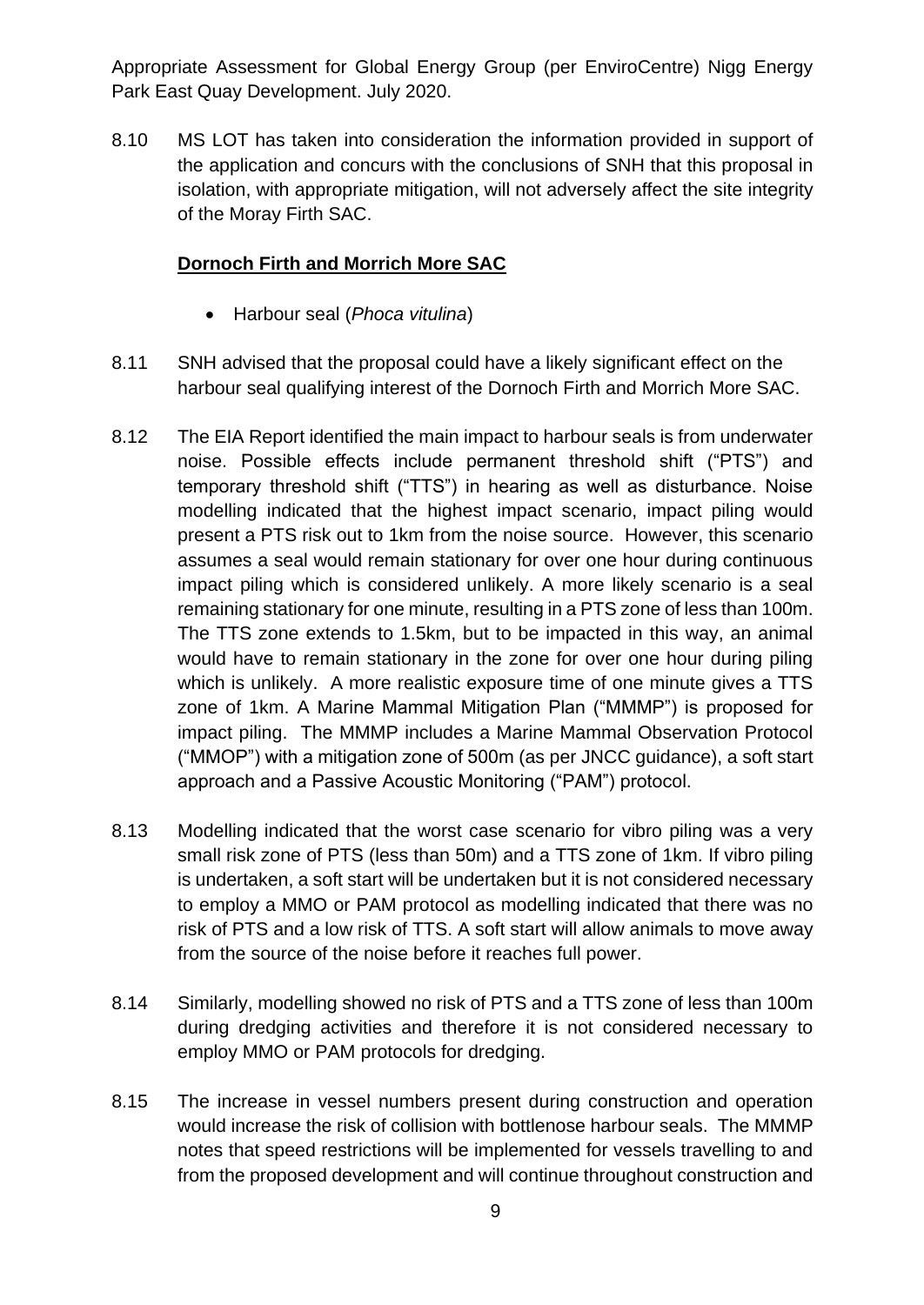Appropriate Assessment for Global Energy Group (per EnviroCentre) Nigg Energy Park East Quay Development. July 2020.

8.10 MS LOT has taken into consideration the information provided in support of the application and concurs with the conclusions of SNH that this proposal in isolation, with appropriate mitigation, will not adversely affect the site integrity of the Moray Firth SAC.

**Dornoch Firth and Morrich More SAC**

- Harbour seal (*Phoca vitulina*)

8.11 SNH advised that the proposal could have a likely significant effect on the harbour seal qualifying interest of the Dornoch Firth and Morrich More SAC.

8.12 The EIA Report identified the main impact to harbour seals is from underwater noise. Possible effects include permanent threshold shift ("PTS") and temporary threshold shift ("TTS") in hearing as well as disturbance. Noise modelling indicated that the highest impact scenario, impact piling would present a PTS risk out to 1km from the noise source. However, this scenario assumes a seal would remain stationary for over one hour during continuous impact piling which is considered unlikely. A more likely scenario is a seal remaining stationary for one minute, resulting in a PTS zone of less than 100m. The TTS zone extends to 1.5km, but to be impacted in this way, an animal would have to remain stationary in the zone for over one hour during piling which is unlikely. A more realistic exposure time of one minute gives a TTS zone of 1km. A Marine Mammal Mitigation Plan ("MMMP") is proposed for impact piling. The MMMP includes a Marine Mammal Observation Protocol ("MMOP") with a mitigation zone of 500m (as per JNCC guidance), a soft start approach and a Passive Acoustic Monitoring ("PAM") protocol.

8.13 Modelling indicated that the worst case scenario for vibro piling was a very small risk zone of PTS (less than 50m) and a TTS zone of 1km. If vibro piling is undertaken, a soft start will be undertaken but it is not considered necessary to employ a MMO or PAM protocol as modelling indicated that there was no risk of PTS and a low risk of TTS. A soft start will allow animals to move away from the source of the noise before it reaches full power.

8.14 Similarly, modelling showed no risk of PTS and a TTS zone of less than 100m during dredging activities and therefore it is not considered necessary to employ MMO or PAM protocols for dredging.

8.15 The increase in vessel numbers present during construction and operation would increase the risk of collision with bottlenose harbour seals. The MMMP notes that speed restrictions will be implemented for vessels travelling to and from the proposed development and will continue throughout construction and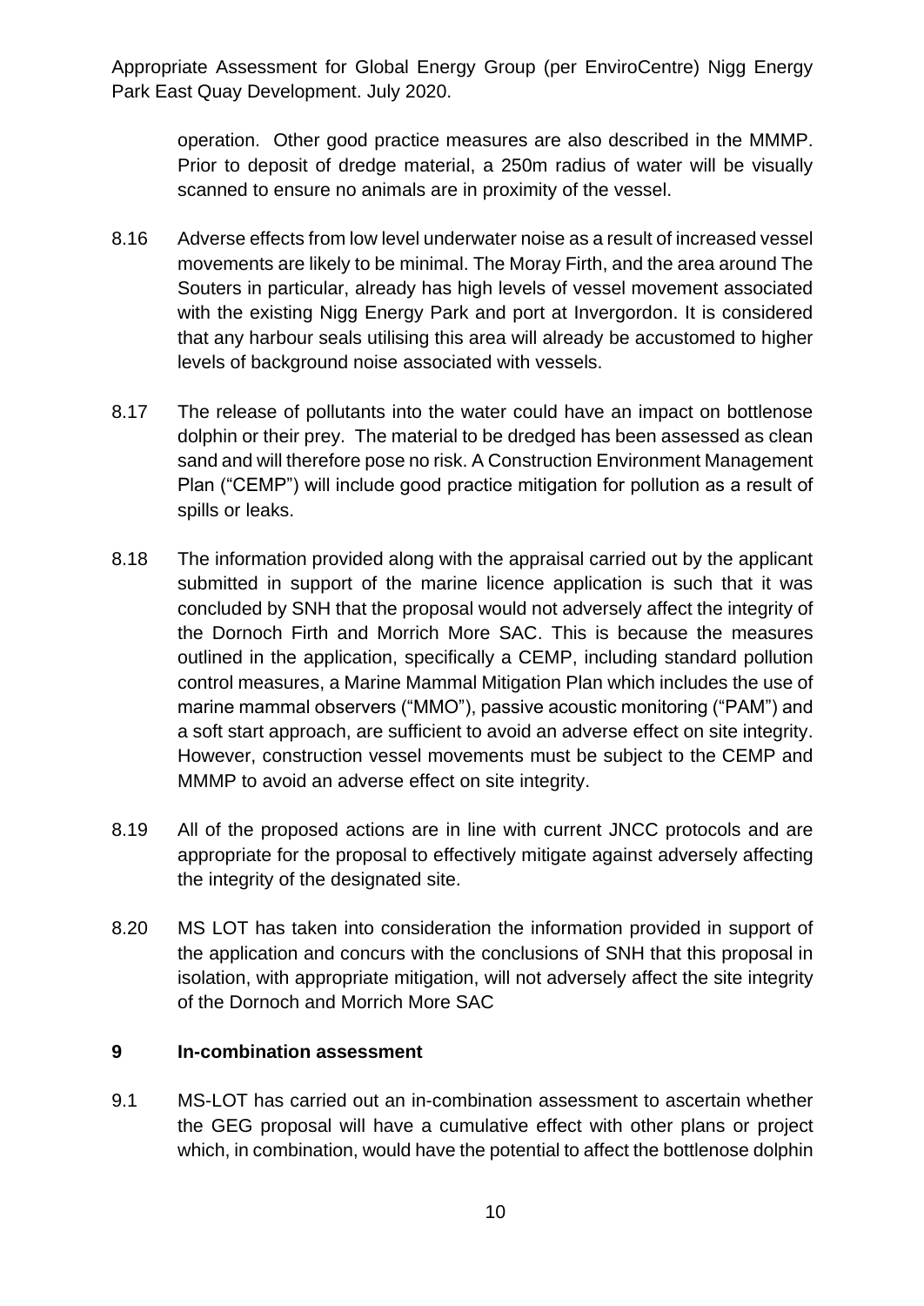operation. Other good practice measures are also described in the MMMP. Prior to deposit of dredge material, a 250m radius of water will be visually scanned to ensure no animals are in proximity of the vessel.

8.16 Adverse effects from low level underwater noise as a result of increased vessel movements are likely to be minimal. The Moray Firth, and the area around The Souters in particular, already has high levels of vessel movement associated with the existing Nigg Energy Park and port at Invergordon. It is considered that any harbour seals utilising this area will already be accustomed to higher levels of background noise associated with vessels.

8.17 The release of pollutants into the water could have an impact on bottlenose dolphin or their prey. The material to be dredged has been assessed as clean sand and will therefore pose no risk. A Construction Environment Management Plan ("CEMP") will include good practice mitigation for pollution as a result of spills or leaks.

8.18 The information provided along with the appraisal carried out by the applicant submitted in support of the marine licence application is such that it was concluded by SNH that the proposal would not adversely affect the integrity of the Dornoch Firth and Morrich More SAC. This is because the measures outlined in the application, specifically a CEMP, including standard pollution control measures, a Marine Mammal Mitigation Plan which includes the use of marine mammal observers ("MMO"), passive acoustic monitoring ("PAM") and a soft start approach, are sufficient to avoid an adverse effect on site integrity. However, construction vessel movements must be subject to the CEMP and MMMP to avoid an adverse effect on site integrity.

8.19 All of the proposed actions are in line with current JNCC protocols and are appropriate for the proposal to effectively mitigate against adversely affecting the integrity of the designated site.

8.20 MS LOT has taken into consideration the information provided in support of the application and concurs with the conclusions of SNH that this proposal in isolation, with appropriate mitigation, will not adversely affect the site integrity of the Dornoch and Morrich More SAC

## 9 In-combination assessment

9.1 MS-LOT has carried out an in-combination assessment to ascertain whether the GEG proposal will have a cumulative effect with other plans or project which, in combination, would have the potential to affect the bottlenose dolphin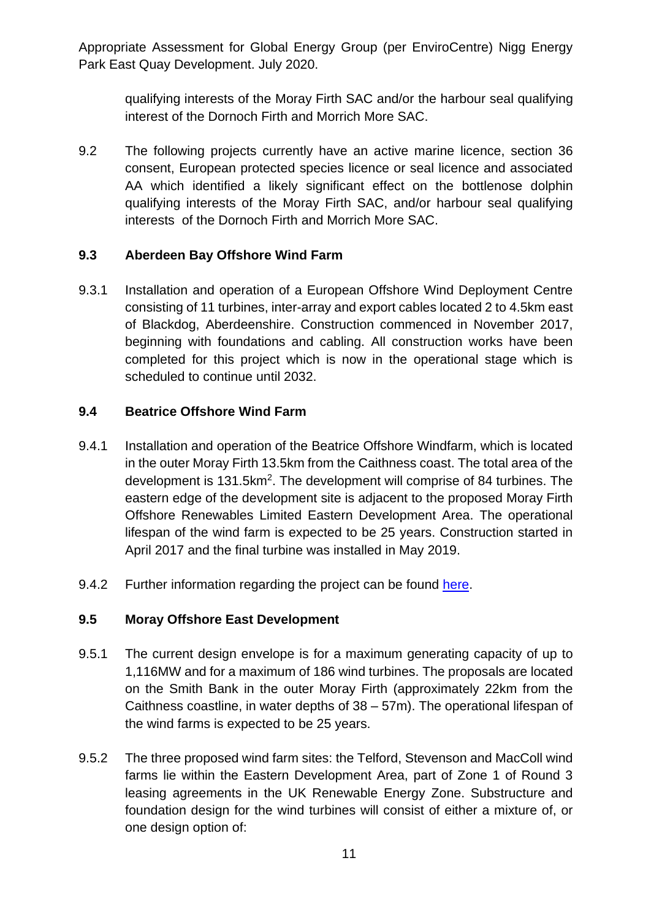qualifying interests of the Moray Firth SAC and/or the harbour seal qualifying interest of the Dornoch Firth and Morrich More SAC.

9.2 The following projects currently have an active marine licence, section 36 consent, European protected species licence or seal licence and associated AA which identified a likely significant effect on the bottlenose dolphin qualifying interests of the Moray Firth SAC, and/or harbour seal qualifying interests of the Dornoch Firth and Morrich More SAC.

### 9.3 Aberdeen Bay Offshore Wind Farm

9.3.1 Installation and operation of a European Offshore Wind Deployment Centre consisting of 11 turbines, inter-array and export cables located 2 to 4.5km east of Blackdog, Aberdeenshire. Construction commenced in November 2017, beginning with foundations and cabling. All construction works have been completed for this project which is now in the operational stage which is scheduled to continue until 2032.

### 9.4 Beatrice Offshore Wind Farm

9.4.1 Installation and operation of the Beatrice Offshore Windfarm, which is located in the outer Moray Firth 13.5km from the Caithness coast. The total area of the development is 131.5km$^2$. The development will comprise of 84 turbines. The eastern edge of the development site is adjacent to the proposed Moray Firth Offshore Renewables Limited Eastern Development Area. The operational lifespan of the wind farm is expected to be 25 years. Construction started in April 2017 and the final turbine was installed in May 2019.

9.4.2 Further information regarding the project can be found here.

### 9.5 Moray Offshore East Development

9.5.1 The current design envelope is for a maximum generating capacity of up to 1,116MW and for a maximum of 186 wind turbines. The proposals are located on the Smith Bank in the outer Moray Firth (approximately 22km from the Caithness coastline, in water depths of 38 – 57m). The operational lifespan of the wind farms is expected to be 25 years.

9.5.2 The three proposed wind farm sites: the Telford, Stevenson and MacColl wind farms lie within the Eastern Development Area, part of Zone 1 of Round 3 leasing agreements in the UK Renewable Energy Zone. Substructure and foundation design for the wind turbines will consist of either a mixture of, or one design option of: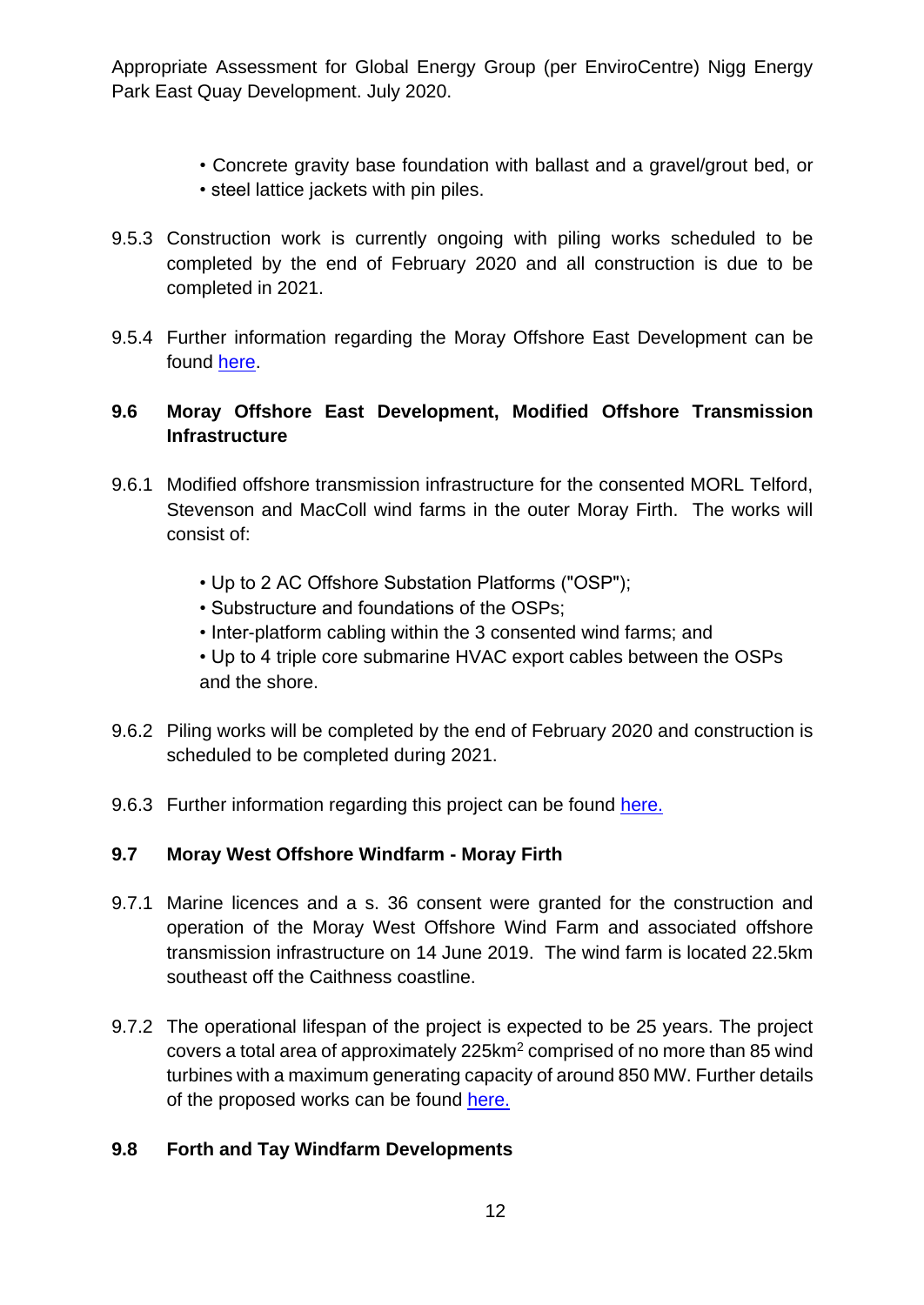- Concrete gravity base foundation with ballast and a gravel/grout bed, or
- steel lattice jackets with pin piles.

9.5.3 Construction work is currently ongoing with piling works scheduled to be completed by the end of February 2020 and all construction is due to be completed in 2021.

9.5.4 Further information regarding the Moray Offshore East Development can be found here.

## 9.6 Moray Offshore East Development, Modified Offshore Transmission Infrastructure

9.6.1 Modified offshore transmission infrastructure for the consented MORL Telford, Stevenson and MacColl wind farms in the outer Moray Firth. The works will consist of:

- Up to 2 AC Offshore Substation Platforms ("OSP");
- Substructure and foundations of the OSPs;
- Inter-platform cabling within the 3 consented wind farms; and
- Up to 4 triple core submarine HVAC export cables between the OSPs and the shore.

9.6.2 Piling works will be completed by the end of February 2020 and construction is scheduled to be completed during 2021.

9.6.3 Further information regarding this project can be found here.

## 9.7 Moray West Offshore Windfarm - Moray Firth

9.7.1 Marine licences and a s. 36 consent were granted for the construction and operation of the Moray West Offshore Wind Farm and associated offshore transmission infrastructure on 14 June 2019. The wind farm is located 22.5km southeast off the Caithness coastline.

9.7.2 The operational lifespan of the project is expected to be 25 years. The project covers a total area of approximately 225km$^2$ comprised of no more than 85 wind turbines with a maximum generating capacity of around 850 MW. Further details of the proposed works can be found here.

## 9.8 Forth and Tay Windfarm Developments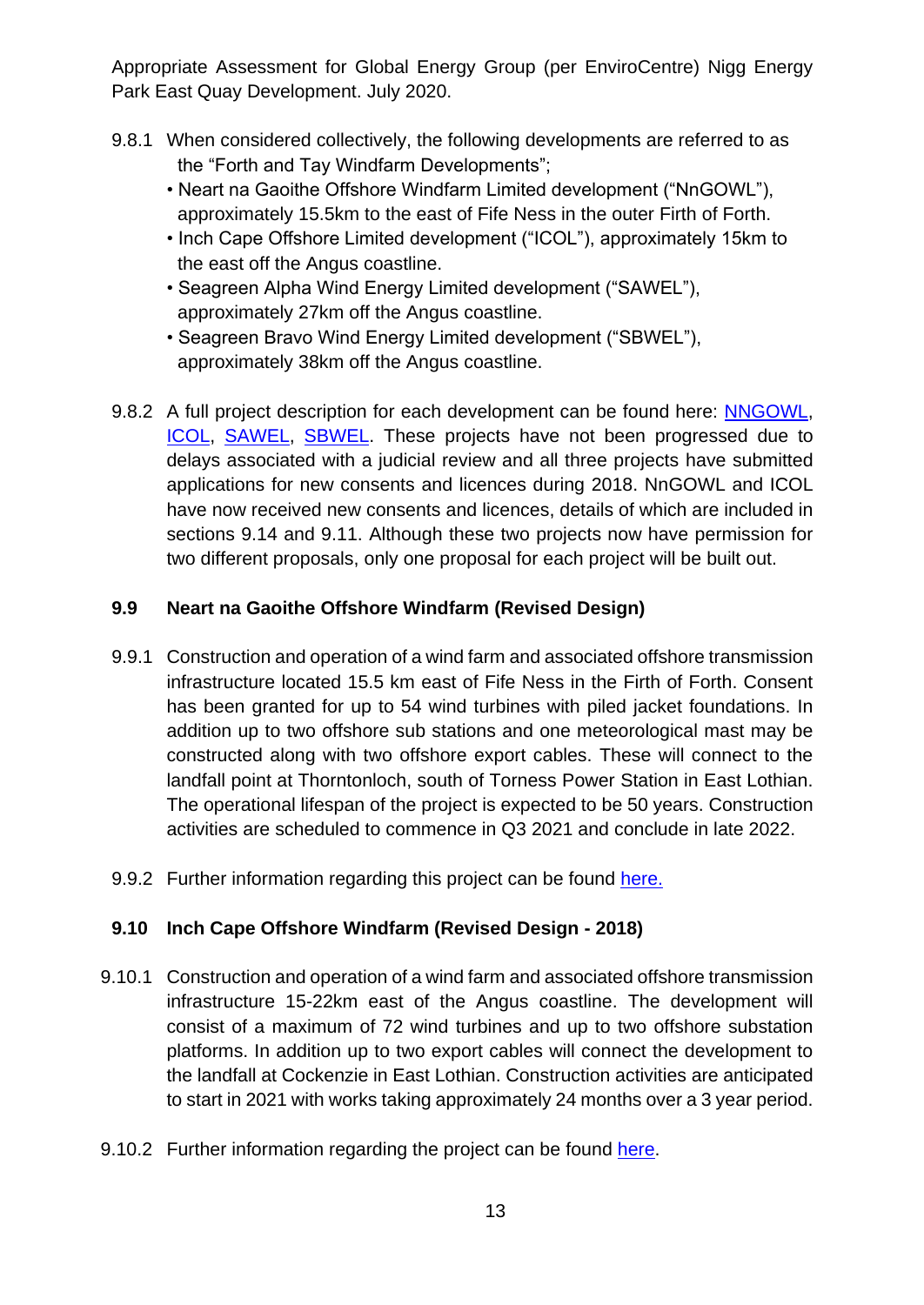Appropriate Assessment for Global Energy Group (per EnviroCentre) Nigg Energy Park East Quay Development. July 2020.

9.8.1 When considered collectively, the following developments are referred to as the "Forth and Tay Windfarm Developments";

- Neart na Gaoithe Offshore Windfarm Limited development ("NnGOWL"), approximately 15.5km to the east of Fife Ness in the outer Firth of Forth.
- Inch Cape Offshore Limited development ("ICOL"), approximately 15km to the east off the Angus coastline.
- Seagreen Alpha Wind Energy Limited development ("SAWEL"), approximately 27km off the Angus coastline.
- Seagreen Bravo Wind Energy Limited development ("SBWEL"), approximately 38km off the Angus coastline.

9.8.2 A full project description for each development can be found here: NNGOWL, ICOL, SAWEL, SBWEL. These projects have not been progressed due to delays associated with a judicial review and all three projects have submitted applications for new consents and licences during 2018. NnGOWL and ICOL have now received new consents and licences, details of which are included in sections 9.14 and 9.11. Although these two projects now have permission for two different proposals, only one proposal for each project will be built out.

## 9.9 Neart na Gaoithe Offshore Windfarm (Revised Design)

9.9.1 Construction and operation of a wind farm and associated offshore transmission infrastructure located 15.5 km east of Fife Ness in the Firth of Forth. Consent has been granted for up to 54 wind turbines with piled jacket foundations. In addition up to two offshore sub stations and one meteorological mast may be constructed along with two offshore export cables. These will connect to the landfall point at Thorntonloch, south of Torness Power Station in East Lothian. The operational lifespan of the project is expected to be 50 years. Construction activities are scheduled to commence in Q3 2021 and conclude in late 2022.

9.9.2 Further information regarding this project can be found here.

## 9.10 Inch Cape Offshore Windfarm (Revised Design - 2018)

9.10.1 Construction and operation of a wind farm and associated offshore transmission infrastructure 15-22km east of the Angus coastline. The development will consist of a maximum of 72 wind turbines and up to two offshore substation platforms. In addition up to two export cables will connect the development to the landfall at Cockenzie in East Lothian. Construction activities are anticipated to start in 2021 with works taking approximately 24 months over a 3 year period.

9.10.2 Further information regarding the project can be found here.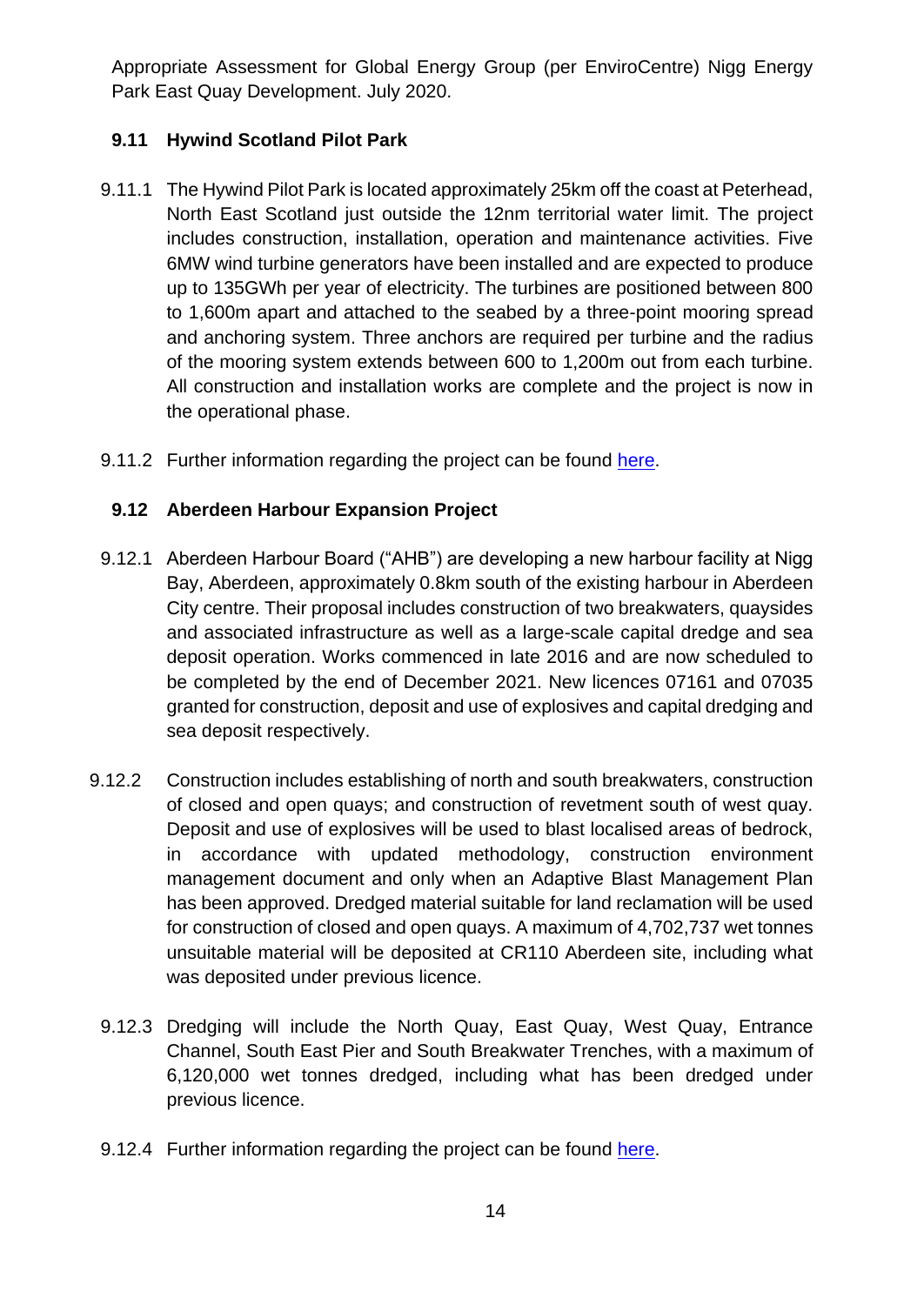Appropriate Assessment for Global Energy Group (per EnviroCentre) Nigg Energy Park East Quay Development. July 2020.

## 9.11 Hywind Scotland Pilot Park

9.11.1 The Hywind Pilot Park is located approximately 25km off the coast at Peterhead, North East Scotland just outside the 12nm territorial water limit. The project includes construction, installation, operation and maintenance activities. Five 6MW wind turbine generators have been installed and are expected to produce up to 135GWh per year of electricity. The turbines are positioned between 800 to 1,600m apart and attached to the seabed by a three-point mooring spread and anchoring system. Three anchors are required per turbine and the radius of the mooring system extends between 600 to 1,200m out from each turbine. All construction and installation works are complete and the project is now in the operational phase.

9.11.2 Further information regarding the project can be found here.

## 9.12 Aberdeen Harbour Expansion Project

9.12.1 Aberdeen Harbour Board ("AHB") are developing a new harbour facility at Nigg Bay, Aberdeen, approximately 0.8km south of the existing harbour in Aberdeen City centre. Their proposal includes construction of two breakwaters, quaysides and associated infrastructure as well as a large-scale capital dredge and sea deposit operation. Works commenced in late 2016 and are now scheduled to be completed by the end of December 2021. New licences 07161 and 07035 granted for construction, deposit and use of explosives and capital dredging and sea deposit respectively.

9.12.2 Construction includes establishing of north and south breakwaters, construction of closed and open quays; and construction of revetment south of west quay. Deposit and use of explosives will be used to blast localised areas of bedrock, in accordance with updated methodology, construction environment management document and only when an Adaptive Blast Management Plan has been approved. Dredged material suitable for land reclamation will be used for construction of closed and open quays. A maximum of 4,702,737 wet tonnes unsuitable material will be deposited at CR110 Aberdeen site, including what was deposited under previous licence.

9.12.3 Dredging will include the North Quay, East Quay, West Quay, Entrance Channel, South East Pier and South Breakwater Trenches, with a maximum of 6,120,000 wet tonnes dredged, including what has been dredged under previous licence.

9.12.4 Further information regarding the project can be found here.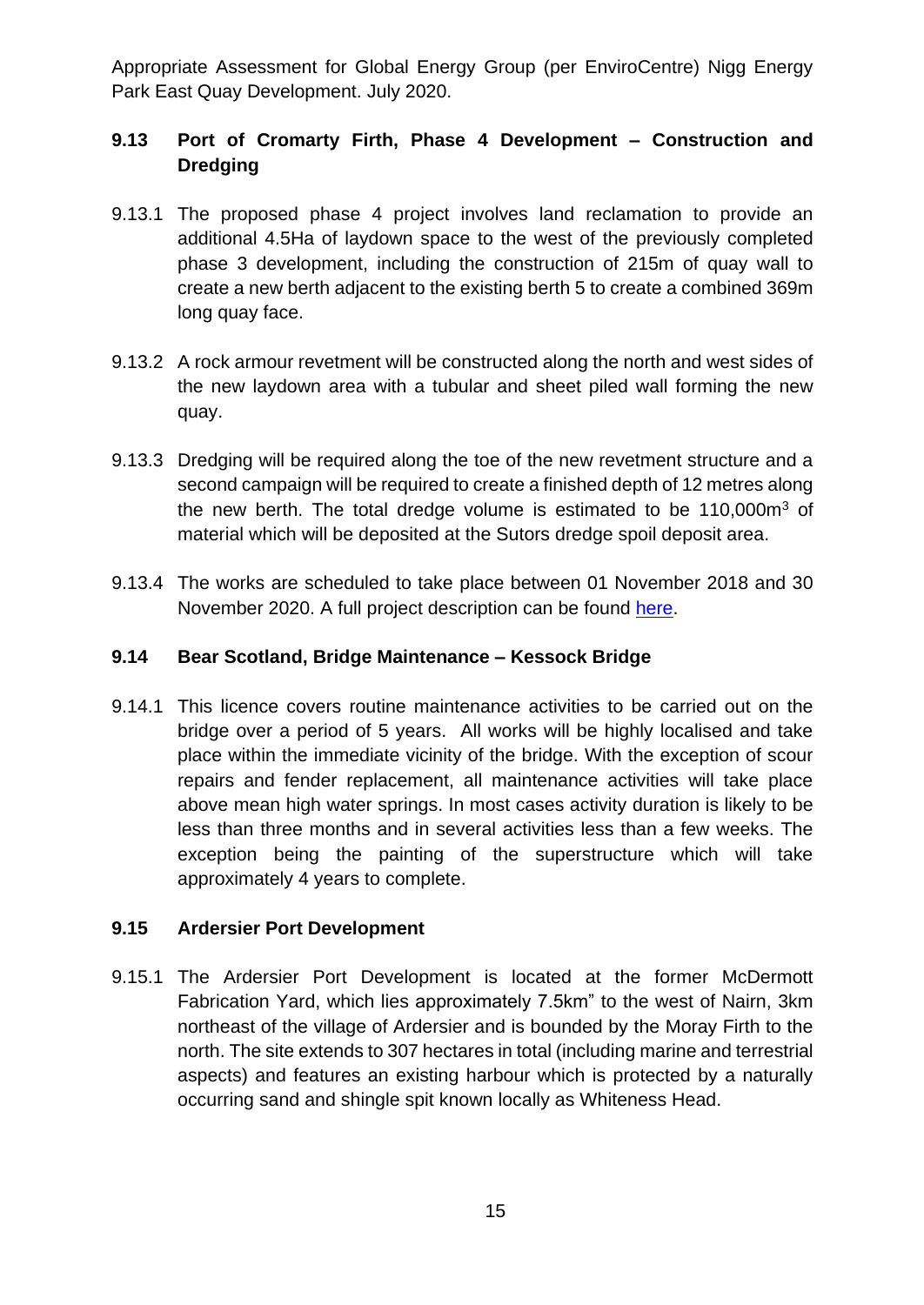Appropriate Assessment for Global Energy Group (per EnviroCentre) Nigg Energy Park East Quay Development. July 2020.

## 9.13 Port of Cromarty Firth, Phase 4 Development – Construction and Dredging

9.13.1 The proposed phase 4 project involves land reclamation to provide an additional 4.5Ha of laydown space to the west of the previously completed phase 3 development, including the construction of 215m of quay wall to create a new berth adjacent to the existing berth 5 to create a combined 369m long quay face.

9.13.2 A rock armour revetment will be constructed along the north and west sides of the new laydown area with a tubular and sheet piled wall forming the new quay.

9.13.3 Dredging will be required along the toe of the new revetment structure and a second campaign will be required to create a finished depth of 12 metres along the new berth. The total dredge volume is estimated to be 110,000m$^3$ of material which will be deposited at the Sutors dredge spoil deposit area.

9.13.4 The works are scheduled to take place between 01 November 2018 and 30 November 2020. A full project description can be found here.

## 9.14 Bear Scotland, Bridge Maintenance – Kessock Bridge

9.14.1 This licence covers routine maintenance activities to be carried out on the bridge over a period of 5 years. All works will be highly localised and take place within the immediate vicinity of the bridge. With the exception of scour repairs and fender replacement, all maintenance activities will take place above mean high water springs. In most cases activity duration is likely to be less than three months and in several activities less than a few weeks. The exception being the painting of the superstructure which will take approximately 4 years to complete.

## 9.15 Ardersier Port Development

9.15.1 The Ardersier Port Development is located at the former McDermott Fabrication Yard, which lies approximately 7.5km" to the west of Nairn, 3km northeast of the village of Ardersier and is bounded by the Moray Firth to the north. The site extends to 307 hectares in total (including marine and terrestrial aspects) and features an existing harbour which is protected by a naturally occurring sand and shingle spit known locally as Whiteness Head.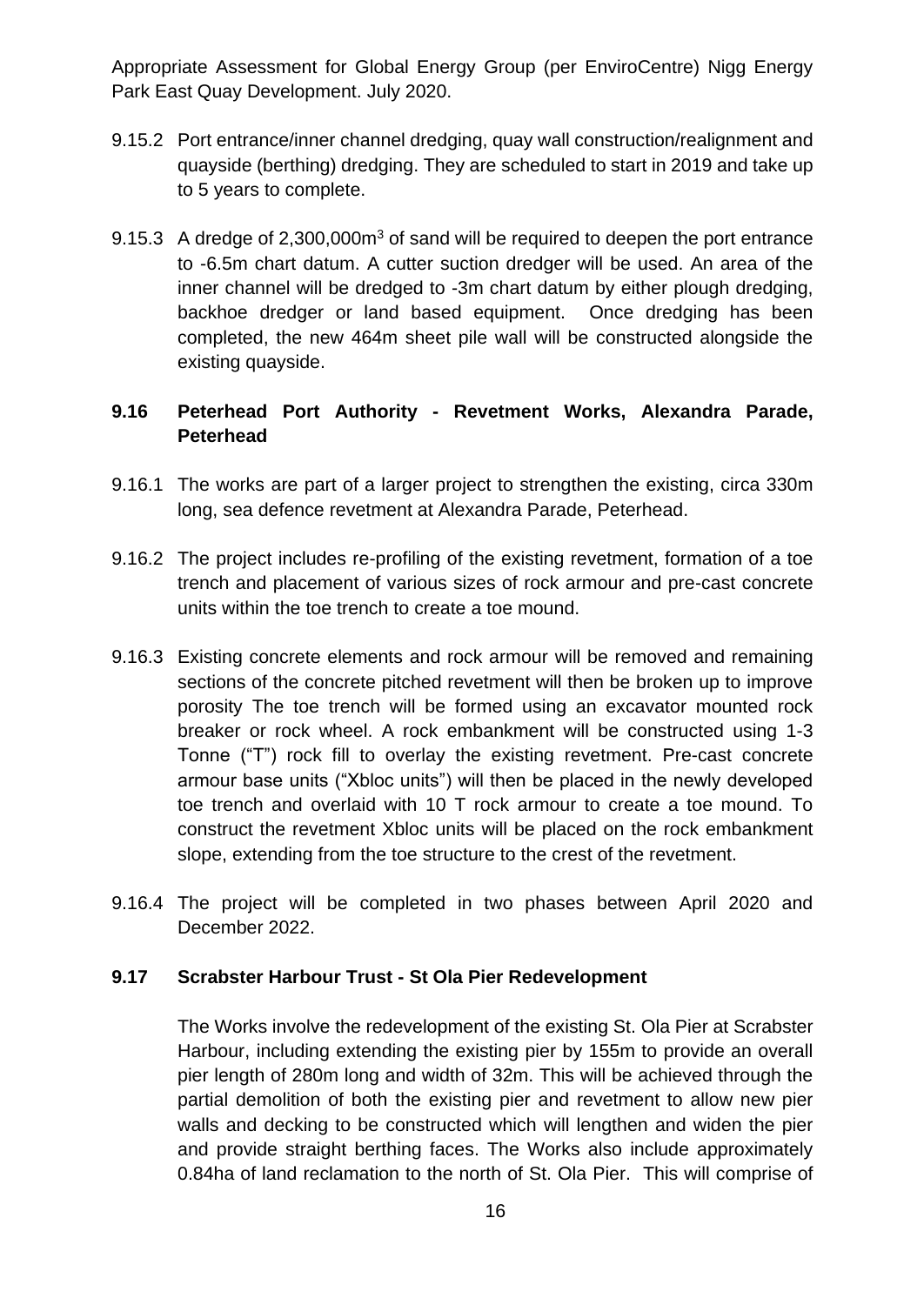- 9.15.2 Port entrance/inner channel dredging, quay wall construction/realignment and quayside (berthing) dredging. They are scheduled to start in 2019 and take up to 5 years to complete.

- 9.15.3 A dredge of 2,300,000m$^3$ of sand will be required to deepen the port entrance to -6.5m chart datum. A cutter suction dredger will be used. An area of the inner channel will be dredged to -3m chart datum by either plough dredging, backhoe dredger or land based equipment. Once dredging has been completed, the new 464m sheet pile wall will be constructed alongside the existing quayside.

### 9.16 Peterhead Port Authority - Revetment Works, Alexandra Parade, Peterhead

9.16.1 The works are part of a larger project to strengthen the existing, circa 330m long, sea defence revetment at Alexandra Parade, Peterhead.

9.16.2 The project includes re-profiling of the existing revetment, formation of a toe trench and placement of various sizes of rock armour and pre-cast concrete units within the toe trench to create a toe mound.

9.16.3 Existing concrete elements and rock armour will be removed and remaining sections of the concrete pitched revetment will then be broken up to improve porosity The toe trench will be formed using an excavator mounted rock breaker or rock wheel. A rock embankment will be constructed using 1-3 Tonne ("T") rock fill to overlay the existing revetment. Pre-cast concrete armour base units ("Xbloc units") will then be placed in the newly developed toe trench and overlaid with 10 T rock armour to create a toe mound. To construct the revetment Xbloc units will be placed on the rock embankment slope, extending from the toe structure to the crest of the revetment.

9.16.4 The project will be completed in two phases between April 2020 and December 2022.

### 9.17 Scrabster Harbour Trust - St Ola Pier Redevelopment

The Works involve the redevelopment of the existing St. Ola Pier at Scrabster Harbour, including extending the existing pier by 155m to provide an overall pier length of 280m long and width of 32m. This will be achieved through the partial demolition of both the existing pier and revetment to allow new pier walls and decking to be constructed which will lengthen and widen the pier and provide straight berthing faces. The Works also include approximately 0.84ha of land reclamation to the north of St. Ola Pier. This will comprise of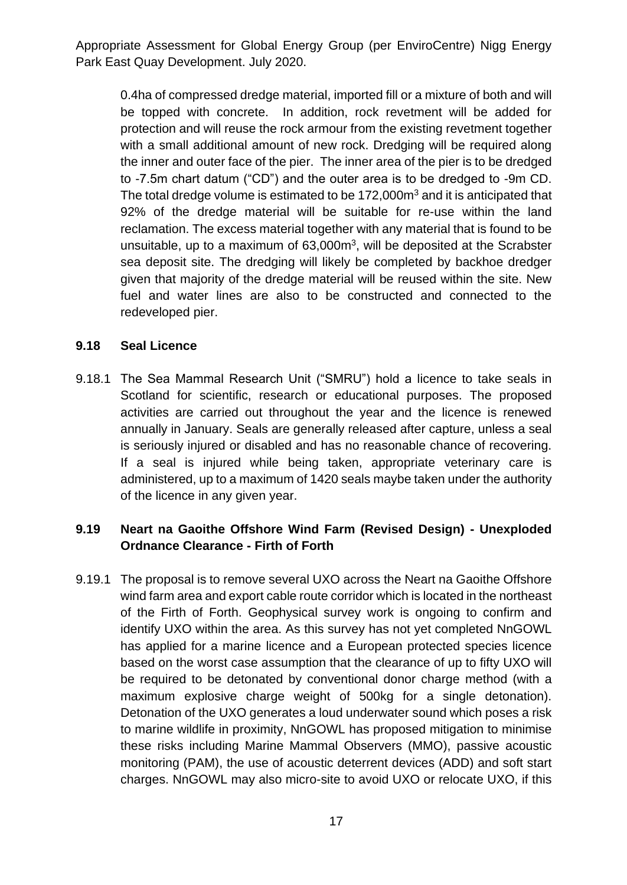0.4ha of compressed dredge material, imported fill or a mixture of both and will be topped with concrete. In addition, rock revetment will be added for protection and will reuse the rock armour from the existing revetment together with a small additional amount of new rock. Dredging will be required along the inner and outer face of the pier. The inner area of the pier is to be dredged to -7.5m chart datum ("CD") and the outer area is to be dredged to -9m CD. The total dredge volume is estimated to be 172,000m$^3$ and it is anticipated that 92% of the dredge material will be suitable for re-use within the land reclamation. The excess material together with any material that is found to be unsuitable, up to a maximum of 63,000m$^3$, will be deposited at the Scrabster sea deposit site. The dredging will likely be completed by backhoe dredger given that majority of the dredge material will be reused within the site. New fuel and water lines are also to be constructed and connected to the redeveloped pier.

## 9.18 Seal Licence

9.18.1 The Sea Mammal Research Unit ("SMRU") hold a licence to take seals in Scotland for scientific, research or educational purposes. The proposed activities are carried out throughout the year and the licence is renewed annually in January. Seals are generally released after capture, unless a seal is seriously injured or disabled and has no reasonable chance of recovering. If a seal is injured while being taken, appropriate veterinary care is administered, up to a maximum of 1420 seals maybe taken under the authority of the licence in any given year.

## 9.19 Neart na Gaoithe Offshore Wind Farm (Revised Design) - Unexploded Ordnance Clearance - Firth of Forth

9.19.1 The proposal is to remove several UXO across the Neart na Gaoithe Offshore wind farm area and export cable route corridor which is located in the northeast of the Firth of Forth. Geophysical survey work is ongoing to confirm and identify UXO within the area. As this survey has not yet completed NnGOWL has applied for a marine licence and a European protected species licence based on the worst case assumption that the clearance of up to fifty UXO will be required to be detonated by conventional donor charge method (with a maximum explosive charge weight of 500kg for a single detonation). Detonation of the UXO generates a loud underwater sound which poses a risk to marine wildlife in proximity, NnGOWL has proposed mitigation to minimise these risks including Marine Mammal Observers (MMO), passive acoustic monitoring (PAM), the use of acoustic deterrent devices (ADD) and soft start charges. NnGOWL may also micro-site to avoid UXO or relocate UXO, if this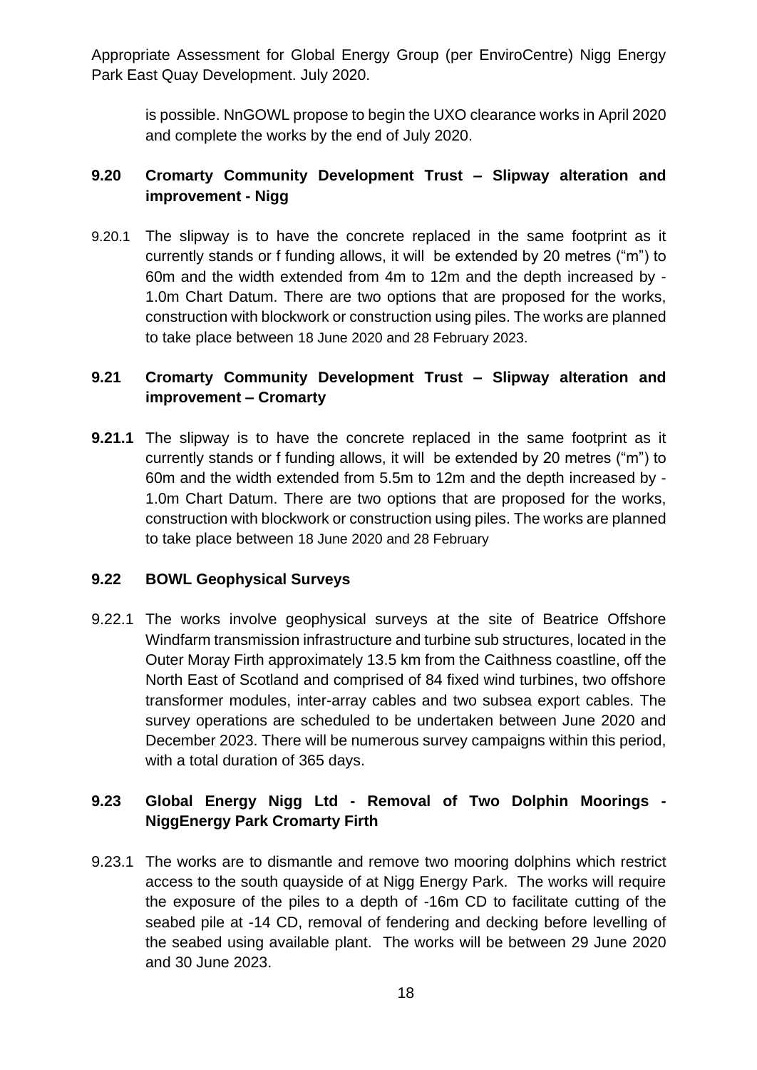is possible. NnGOWL propose to begin the UXO clearance works in April 2020 and complete the works by the end of July 2020.

### 9.20 Cromarty Community Development Trust – Slipway alteration and improvement - Nigg

9.20.1 The slipway is to have the concrete replaced in the same footprint as it currently stands or f funding allows, it will be extended by 20 metres ("m") to 60m and the width extended from 4m to 12m and the depth increased by -1.0m Chart Datum. There are two options that are proposed for the works, construction with blockwork or construction using piles. The works are planned to take place between 18 June 2020 and 28 February 2023.

### 9.21 Cromarty Community Development Trust – Slipway alteration and improvement – Cromarty

**9.21.1** The slipway is to have the concrete replaced in the same footprint as it currently stands or f funding allows, it will be extended by 20 metres ("m") to 60m and the width extended from 5.5m to 12m and the depth increased by -1.0m Chart Datum. There are two options that are proposed for the works, construction with blockwork or construction using piles. The works are planned to take place between 18 June 2020 and 28 February

### 9.22 BOWL Geophysical Surveys

9.22.1 The works involve geophysical surveys at the site of Beatrice Offshore Windfarm transmission infrastructure and turbine sub structures, located in the Outer Moray Firth approximately 13.5 km from the Caithness coastline, off the North East of Scotland and comprised of 84 fixed wind turbines, two offshore transformer modules, inter-array cables and two subsea export cables. The survey operations are scheduled to be undertaken between June 2020 and December 2023. There will be numerous survey campaigns within this period, with a total duration of 365 days.

### 9.23 Global Energy Nigg Ltd - Removal of Two Dolphin Moorings - NiggEnergy Park Cromarty Firth

9.23.1 The works are to dismantle and remove two mooring dolphins which restrict access to the south quayside of at Nigg Energy Park. The works will require the exposure of the piles to a depth of -16m CD to facilitate cutting of the seabed pile at -14 CD, removal of fendering and decking before levelling of the seabed using available plant. The works will be between 29 June 2020 and 30 June 2023.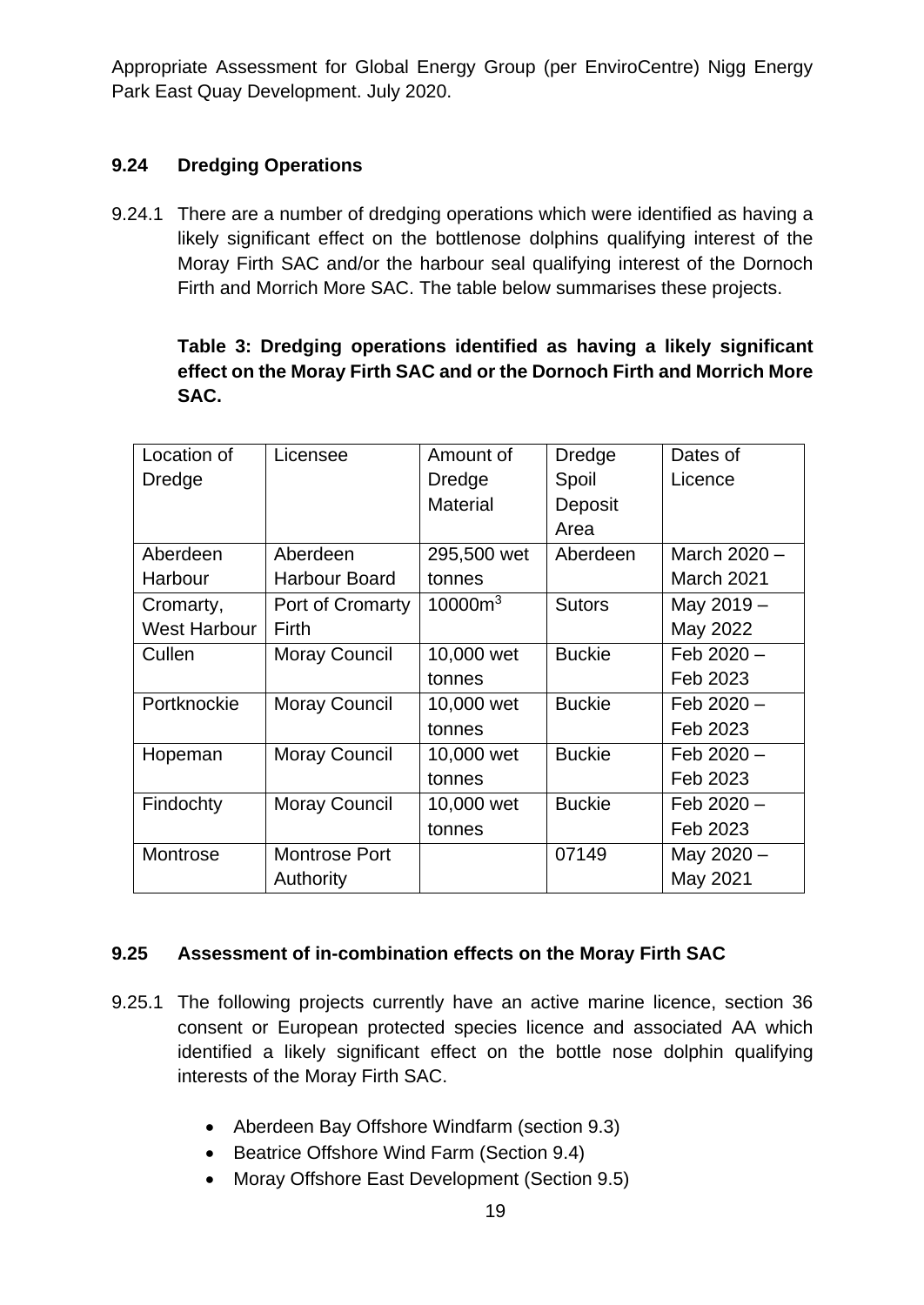Appropriate Assessment for Global Energy Group (per EnviroCentre) Nigg Energy Park East Quay Development. July 2020.

## 9.24 Dredging Operations

9.24.1 There are a number of dredging operations which were identified as having a likely significant effect on the bottlenose dolphins qualifying interest of the Moray Firth SAC and/or the harbour seal qualifying interest of the Dornoch Firth and Morrich More SAC. The table below summarises these projects.

**Table 3: Dredging operations identified as having a likely significant effect on the Moray Firth SAC and or the Dornoch Firth and Morrich More SAC.**

| Location of Dredge | Licensee | Amount of Dredge Material | Dredge Spoil Deposit Area | Dates of Licence |
|---|---|---|---|---|
| Aberdeen Harbour | Aberdeen Harbour Board | 295,500 wet tonnes | Aberdeen | March 2020 – March 2021 |
| Cromarty, West Harbour | Port of Cromarty Firth | $10000m^3$ | Sutors | May 2019 – May 2022 |
| Cullen | Moray Council | 10,000 wet tonnes | Buckie | Feb 2020 – Feb 2023 |
| Portknockie | Moray Council | 10,000 wet tonnes | Buckie | Feb 2020 – Feb 2023 |
| Hopeman | Moray Council | 10,000 wet tonnes | Buckie | Feb 2020 – Feb 2023 |
| Findochty | Moray Council | 10,000 wet tonnes | Buckie | Feb 2020 – Feb 2023 |
| Montrose | Montrose Port Authority | | 07149 | May 2020 – May 2021 |

## 9.25 Assessment of in-combination effects on the Moray Firth SAC

9.25.1 The following projects currently have an active marine licence, section 36 consent or European protected species licence and associated AA which identified a likely significant effect on the bottle nose dolphin qualifying interests of the Moray Firth SAC.

- Aberdeen Bay Offshore Windfarm (section 9.3)
- Beatrice Offshore Wind Farm (Section 9.4)
- Moray Offshore East Development (Section 9.5)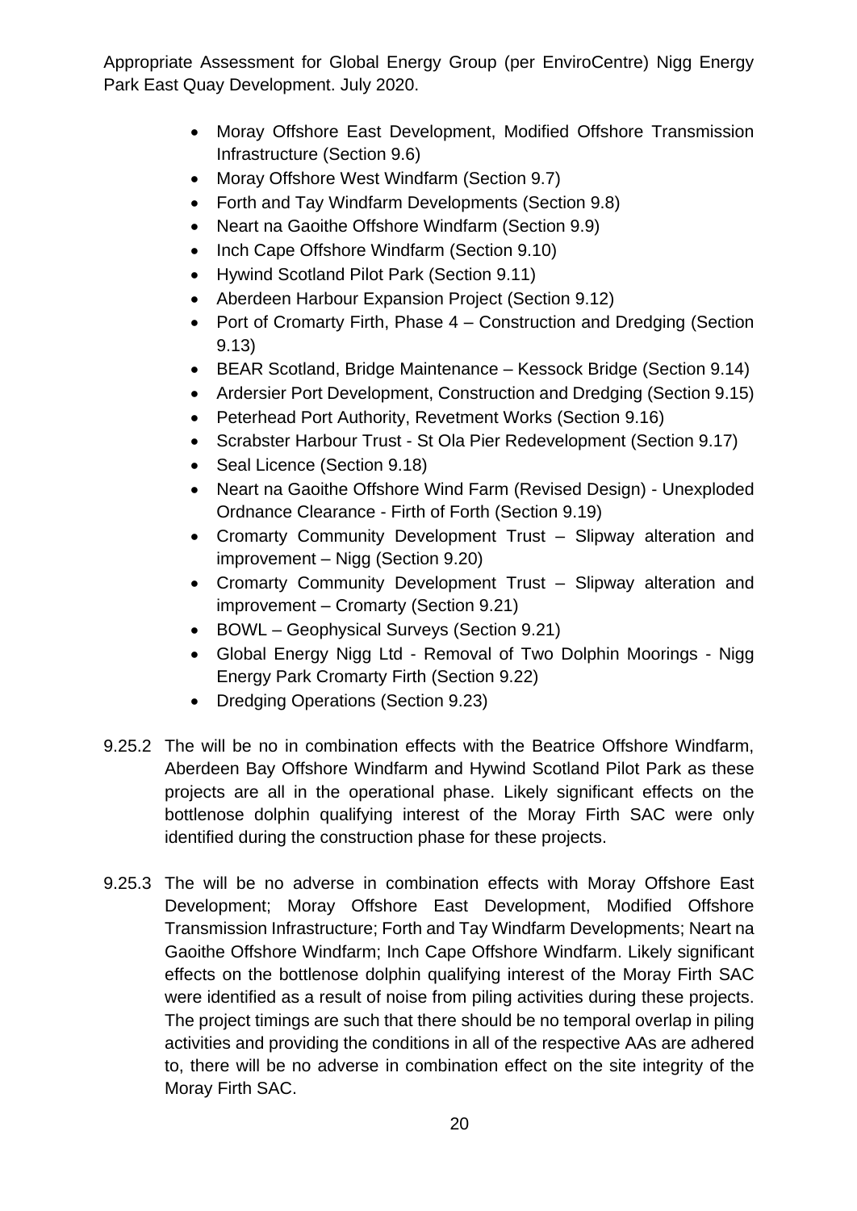- Moray Offshore East Development, Modified Offshore Transmission Infrastructure (Section 9.6)
- Moray Offshore West Windfarm (Section 9.7)
- Forth and Tay Windfarm Developments (Section 9.8)
- Neart na Gaoithe Offshore Windfarm (Section 9.9)
- Inch Cape Offshore Windfarm (Section 9.10)
- Hywind Scotland Pilot Park (Section 9.11)
- Aberdeen Harbour Expansion Project (Section 9.12)
- Port of Cromarty Firth, Phase 4 – Construction and Dredging (Section 9.13)
- BEAR Scotland, Bridge Maintenance – Kessock Bridge (Section 9.14)
- Ardersier Port Development, Construction and Dredging (Section 9.15)
- Peterhead Port Authority, Revetment Works (Section 9.16)
- Scrabster Harbour Trust - St Ola Pier Redevelopment (Section 9.17)
- Seal Licence (Section 9.18)
- Neart na Gaoithe Offshore Wind Farm (Revised Design) - Unexploded Ordnance Clearance - Firth of Forth (Section 9.19)
- Cromarty Community Development Trust – Slipway alteration and improvement – Nigg (Section 9.20)
- Cromarty Community Development Trust – Slipway alteration and improvement – Cromarty (Section 9.21)
- BOWL – Geophysical Surveys (Section 9.21)
- Global Energy Nigg Ltd - Removal of Two Dolphin Moorings - Nigg Energy Park Cromarty Firth (Section 9.22)
- Dredging Operations (Section 9.23)

9.25.2 The will be no in combination effects with the Beatrice Offshore Windfarm, Aberdeen Bay Offshore Windfarm and Hywind Scotland Pilot Park as these projects are all in the operational phase. Likely significant effects on the bottlenose dolphin qualifying interest of the Moray Firth SAC were only identified during the construction phase for these projects.

9.25.3 The will be no adverse in combination effects with Moray Offshore East Development; Moray Offshore East Development, Modified Offshore Transmission Infrastructure; Forth and Tay Windfarm Developments; Neart na Gaoithe Offshore Windfarm; Inch Cape Offshore Windfarm. Likely significant effects on the bottlenose dolphin qualifying interest of the Moray Firth SAC were identified as a result of noise from piling activities during these projects. The project timings are such that there should be no temporal overlap in piling activities and providing the conditions in all of the respective AAs are adhered to, there will be no adverse in combination effect on the site integrity of the Moray Firth SAC.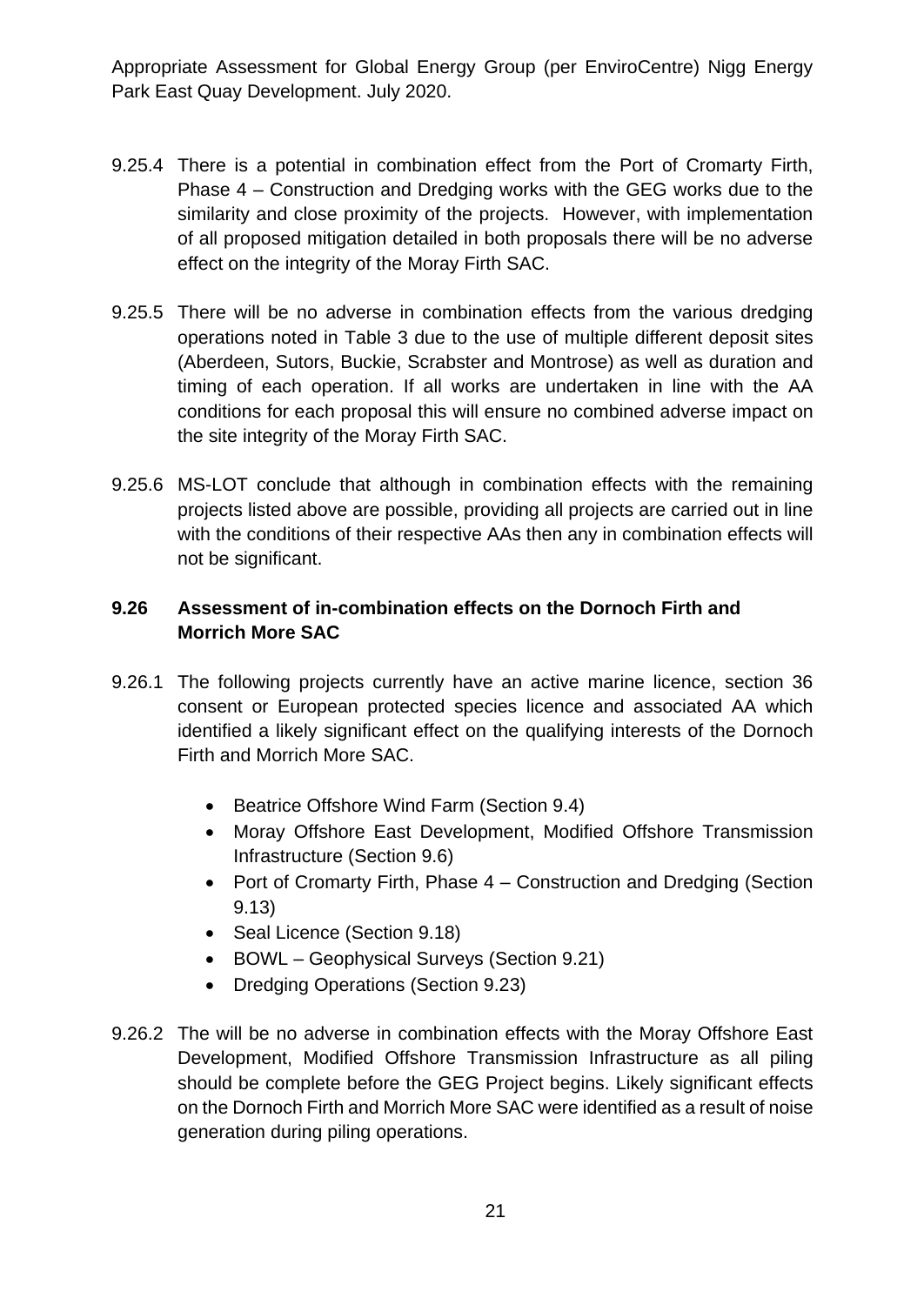9.25.4 There is a potential in combination effect from the Port of Cromarty Firth, Phase 4 – Construction and Dredging works with the GEG works due to the similarity and close proximity of the projects. However, with implementation of all proposed mitigation detailed in both proposals there will be no adverse effect on the integrity of the Moray Firth SAC.

9.25.5 There will be no adverse in combination effects from the various dredging operations noted in Table 3 due to the use of multiple different deposit sites (Aberdeen, Sutors, Buckie, Scrabster and Montrose) as well as duration and timing of each operation. If all works are undertaken in line with the AA conditions for each proposal this will ensure no combined adverse impact on the site integrity of the Moray Firth SAC.

9.25.6 MS-LOT conclude that although in combination effects with the remaining projects listed above are possible, providing all projects are carried out in line with the conditions of their respective AAs then any in combination effects will not be significant.

### 9.26 Assessment of in-combination effects on the Dornoch Firth and Morrich More SAC

9.26.1 The following projects currently have an active marine licence, section 36 consent or European protected species licence and associated AA which identified a likely significant effect on the qualifying interests of the Dornoch Firth and Morrich More SAC.

- Beatrice Offshore Wind Farm (Section 9.4)
- Moray Offshore East Development, Modified Offshore Transmission Infrastructure (Section 9.6)
- Port of Cromarty Firth, Phase 4 – Construction and Dredging (Section 9.13)
- Seal Licence (Section 9.18)
- BOWL – Geophysical Surveys (Section 9.21)
- Dredging Operations (Section 9.23)

9.26.2 The will be no adverse in combination effects with the Moray Offshore East Development, Modified Offshore Transmission Infrastructure as all piling should be complete before the GEG Project begins. Likely significant effects on the Dornoch Firth and Morrich More SAC were identified as a result of noise generation during piling operations.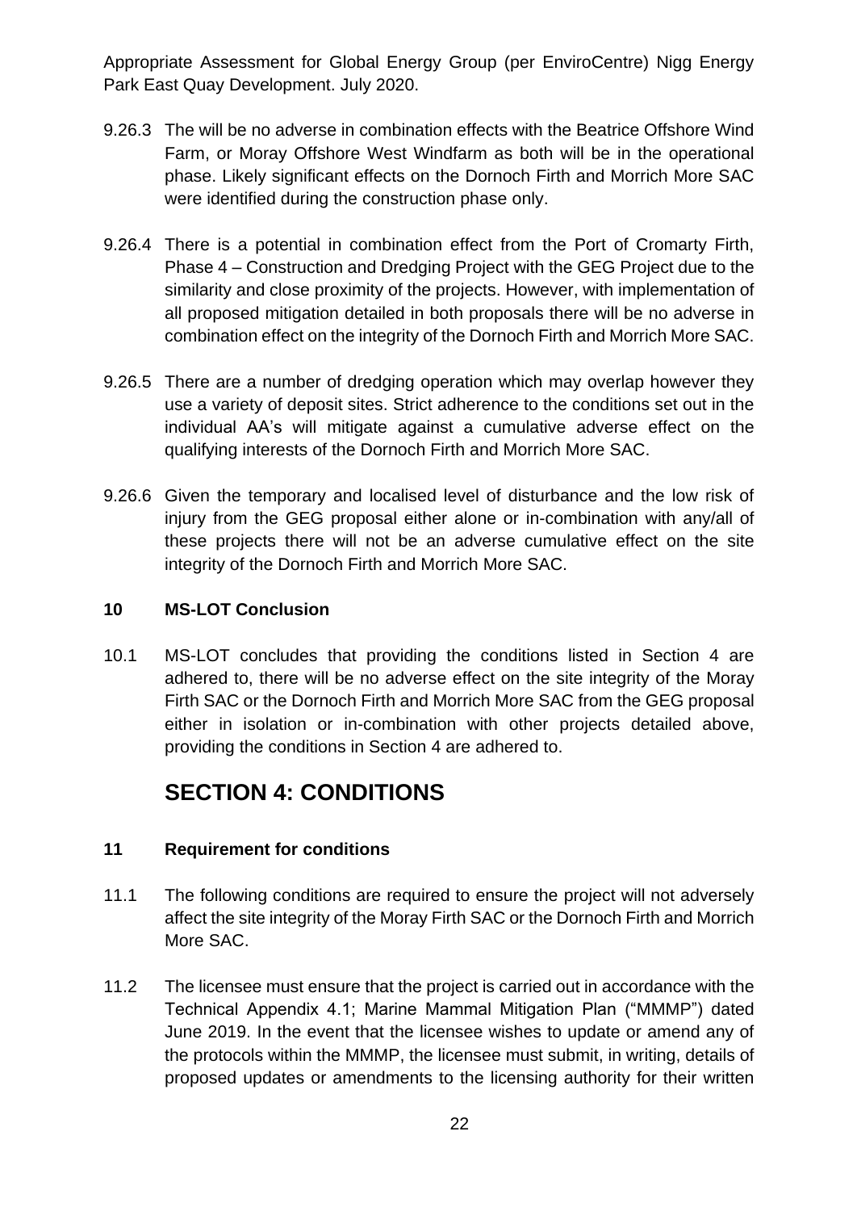9.26.3 The will be no adverse in combination effects with the Beatrice Offshore Wind Farm, or Moray Offshore West Windfarm as both will be in the operational phase. Likely significant effects on the Dornoch Firth and Morrich More SAC were identified during the construction phase only.

9.26.4 There is a potential in combination effect from the Port of Cromarty Firth, Phase 4 – Construction and Dredging Project with the GEG Project due to the similarity and close proximity of the projects. However, with implementation of all proposed mitigation detailed in both proposals there will be no adverse in combination effect on the integrity of the Dornoch Firth and Morrich More SAC.

9.26.5 There are a number of dredging operation which may overlap however they use a variety of deposit sites. Strict adherence to the conditions set out in the individual AA's will mitigate against a cumulative adverse effect on the qualifying interests of the Dornoch Firth and Morrich More SAC.

9.26.6 Given the temporary and localised level of disturbance and the low risk of injury from the GEG proposal either alone or in-combination with any/all of these projects there will not be an adverse cumulative effect on the site integrity of the Dornoch Firth and Morrich More SAC.

### 10 MS-LOT Conclusion

10.1 MS-LOT concludes that providing the conditions listed in Section 4 are adhered to, there will be no adverse effect on the site integrity of the Moray Firth SAC or the Dornoch Firth and Morrich More SAC from the GEG proposal either in isolation or in-combination with other projects detailed above, providing the conditions in Section 4 are adhered to.

## SECTION 4: CONDITIONS

### 11 Requirement for conditions

11.1 The following conditions are required to ensure the project will not adversely affect the site integrity of the Moray Firth SAC or the Dornoch Firth and Morrich More SAC.

11.2 The licensee must ensure that the project is carried out in accordance with the Technical Appendix 4.1; Marine Mammal Mitigation Plan ("MMMP") dated June 2019. In the event that the licensee wishes to update or amend any of the protocols within the MMMP, the licensee must submit, in writing, details of proposed updates or amendments to the licensing authority for their written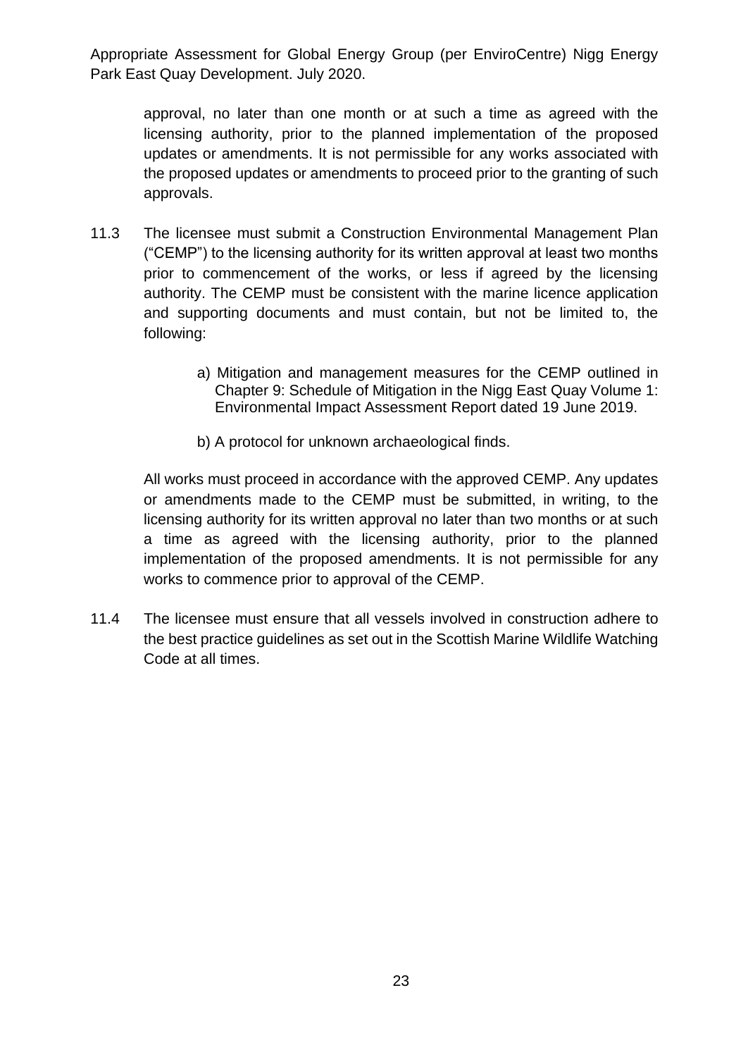approval, no later than one month or at such a time as agreed with the licensing authority, prior to the planned implementation of the proposed updates or amendments. It is not permissible for any works associated with the proposed updates or amendments to proceed prior to the granting of such approvals.

11.3 The licensee must submit a Construction Environmental Management Plan ("CEMP") to the licensing authority for its written approval at least two months prior to commencement of the works, or less if agreed by the licensing authority. The CEMP must be consistent with the marine licence application and supporting documents and must contain, but not be limited to, the following:

a) Mitigation and management measures for the CEMP outlined in Chapter 9: Schedule of Mitigation in the Nigg East Quay Volume 1: Environmental Impact Assessment Report dated 19 June 2019.

b) A protocol for unknown archaeological finds.

All works must proceed in accordance with the approved CEMP. Any updates or amendments made to the CEMP must be submitted, in writing, to the licensing authority for its written approval no later than two months or at such a time as agreed with the licensing authority, prior to the planned implementation of the proposed amendments. It is not permissible for any works to commence prior to approval of the CEMP.

11.4 The licensee must ensure that all vessels involved in construction adhere to the best practice guidelines as set out in the Scottish Marine Wildlife Watching Code at all times.